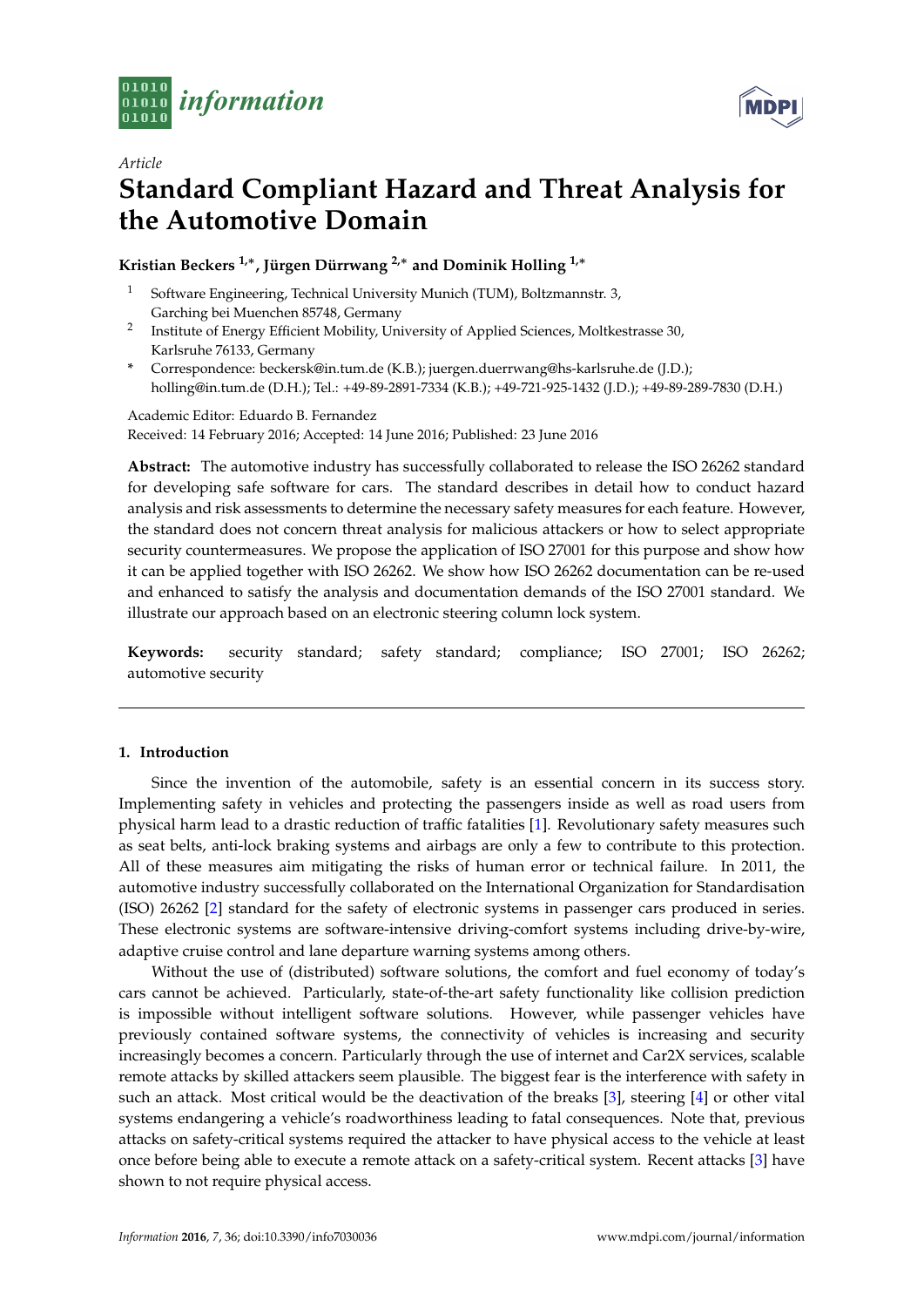*Article*

# Standard Compliant Hazard and Threat Analysis for the Automotive Domain

**Kristian Beckers [1,*], Jürgen Dürrwang [2,*] and Dominik Holling [1,*]**

[1] Software Engineering, Technical University Munich (TUM), Boltzmannstr. 3, Garching bei Muenchen 85748, Germany

[2] Institute of Energy Efficient Mobility, University of Applied Sciences, Moltkestrasse 30, Karlsruhe 76133, Germany

[*] Correspondence: beckersk@in.tum.de (K.B.); juergen.duerrwang@hs-karlsruhe.de (J.D.); holling@in.tum.de (D.H.); Tel.: +49-89-2891-7334 (K.B.); +49-721-925-1432 (J.D.); +49-89-289-7830 (D.H.)

Academic Editor: Eduardo B. Fernandez

Received: 14 February 2016; Accepted: 14 June 2016; Published: 23 June 2016

**Abstract:** The automotive industry has successfully collaborated to release the ISO 26262 standard for developing safe software for cars. The standard describes in detail how to conduct hazard analysis and risk assessments to determine the necessary safety measures for each feature. However, the standard does not concern threat analysis for malicious attackers or how to select appropriate security countermeasures. We propose the application of ISO 27001 for this purpose and show how it can be applied together with ISO 26262. We show how ISO 26262 documentation can be re-used and enhanced to satisfy the analysis and documentation demands of the ISO 27001 standard. We illustrate our approach based on an electronic steering column lock system.

**Keywords:** security standard; safety standard; compliance; ISO 27001; ISO 26262; automotive security

## 1. Introduction

Since the invention of the automobile, safety is an essential concern in its success story. Implementing safety in vehicles and protecting the passengers inside as well as road users from physical harm lead to a drastic reduction of traffic fatalities [1]. Revolutionary safety measures such as seat belts, anti-lock braking systems and airbags are only a few to contribute to this protection. All of these measures aim mitigating the risks of human error or technical failure. In 2011, the automotive industry successfully collaborated on the International Organization for Standardisation (ISO) 26262 [2] standard for the safety of electronic systems in passenger cars produced in series. These electronic systems are software-intensive driving-comfort systems including drive-by-wire, adaptive cruise control and lane departure warning systems among others.

Without the use of (distributed) software solutions, the comfort and fuel economy of today's cars cannot be achieved. Particularly, state-of-the-art safety functionality like collision prediction is impossible without intelligent software solutions. However, while passenger vehicles have previously contained software systems, the connectivity of vehicles is increasing and security increasingly becomes a concern. Particularly through the use of internet and Car2X services, scalable remote attacks by skilled attackers seem plausible. The biggest fear is the interference with safety in such an attack. Most critical would be the deactivation of the breaks [3], steering [4] or other vital systems endangering a vehicle's roadworthiness leading to fatal consequences. Note that, previous attacks on safety-critical systems required the attacker to have physical access to the vehicle at least once before being able to execute a remote attack on a safety-critical system. Recent attacks [3] have shown to not require physical access.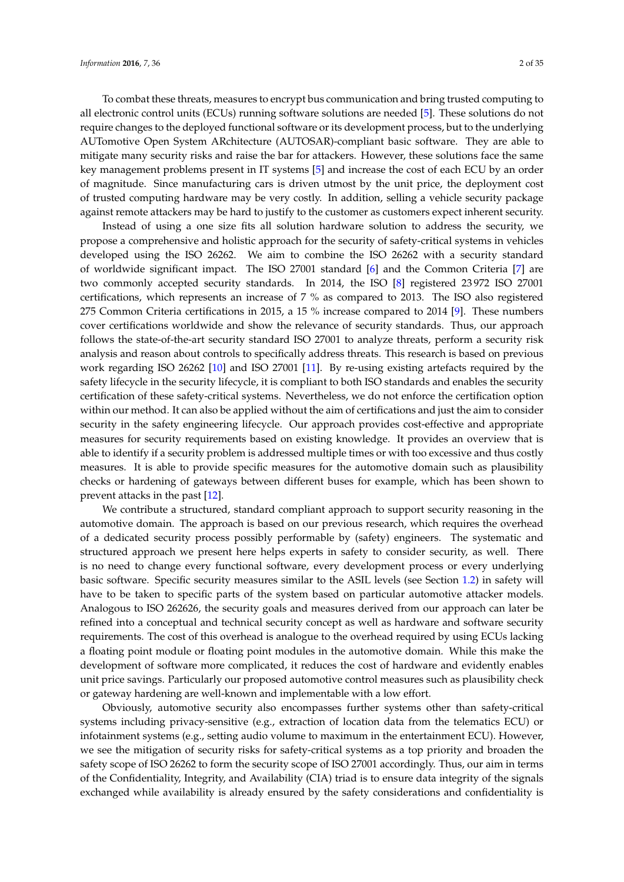To combat these threats, measures to encrypt bus communication and bring trusted computing to all electronic control units (ECUs) running software solutions are needed [5]. These solutions do not require changes to the deployed functional software or its development process, but to the underlying AUTomotive Open System ARchitecture (AUTOSAR)-compliant basic software. They are able to mitigate many security risks and raise the bar for attackers. However, these solutions face the same key management problems present in IT systems [5] and increase the cost of each ECU by an order of magnitude. Since manufacturing cars is driven utmost by the unit price, the deployment cost of trusted computing hardware may be very costly. In addition, selling a vehicle security package against remote attackers may be hard to justify to the customer as customers expect inherent security.

Instead of using a one size fits all solution hardware solution to address the security, we propose a comprehensive and holistic approach for the security of safety-critical systems in vehicles developed using the ISO 26262. We aim to combine the ISO 26262 with a security standard of worldwide significant impact. The ISO 27001 standard [6] and the Common Criteria [7] are two commonly accepted security standards. In 2014, the ISO [8] registered 23 972 ISO 27001 certifications, which represents an increase of 7 % as compared to 2013. The ISO also registered 275 Common Criteria certifications in 2015, a 15 % increase compared to 2014 [9]. These numbers cover certifications worldwide and show the relevance of security standards. Thus, our approach follows the state-of-the-art security standard ISO 27001 to analyze threats, perform a security risk analysis and reason about controls to specifically address threats. This research is based on previous work regarding ISO 26262 [10] and ISO 27001 [11]. By re-using existing artefacts required by the safety lifecycle in the security lifecycle, it is compliant to both ISO standards and enables the security certification of these safety-critical systems. Nevertheless, we do not enforce the certification option within our method. It can also be applied without the aim of certifications and just the aim to consider security in the safety engineering lifecycle. Our approach provides cost-effective and appropriate measures for security requirements based on existing knowledge. It provides an overview that is able to identify if a security problem is addressed multiple times or with too excessive and thus costly measures. It is able to provide specific measures for the automotive domain such as plausibility checks or hardening of gateways between different buses for example, which has been shown to prevent attacks in the past [12].

We contribute a structured, standard compliant approach to support security reasoning in the automotive domain. The approach is based on our previous research, which requires the overhead of a dedicated security process possibly performable by (safety) engineers. The systematic and structured approach we present here helps experts in safety to consider security, as well. There is no need to change every functional software, every development process or every underlying basic software. Specific security measures similar to the ASIL levels (see Section 1.2) in safety will have to be taken to specific parts of the system based on particular automotive attacker models. Analogous to ISO 262626, the security goals and measures derived from our approach can later be refined into a conceptual and technical security concept as well as hardware and software security requirements. The cost of this overhead is analogue to the overhead required by using ECUs lacking a floating point module or floating point modules in the automotive domain. While this make the development of software more complicated, it reduces the cost of hardware and evidently enables unit price savings. Particularly our proposed automotive control measures such as plausibility check or gateway hardening are well-known and implementable with a low effort.

Obviously, automotive security also encompasses further systems other than safety-critical systems including privacy-sensitive (e.g., extraction of location data from the telematics ECU) or infotainment systems (e.g., setting audio volume to maximum in the entertainment ECU). However, we see the mitigation of security risks for safety-critical systems as a top priority and broaden the safety scope of ISO 26262 to form the security scope of ISO 27001 accordingly. Thus, our aim in terms of the Confidentiality, Integrity, and Availability (CIA) triad is to ensure data integrity of the signals exchanged while availability is already ensured by the safety considerations and confidentiality is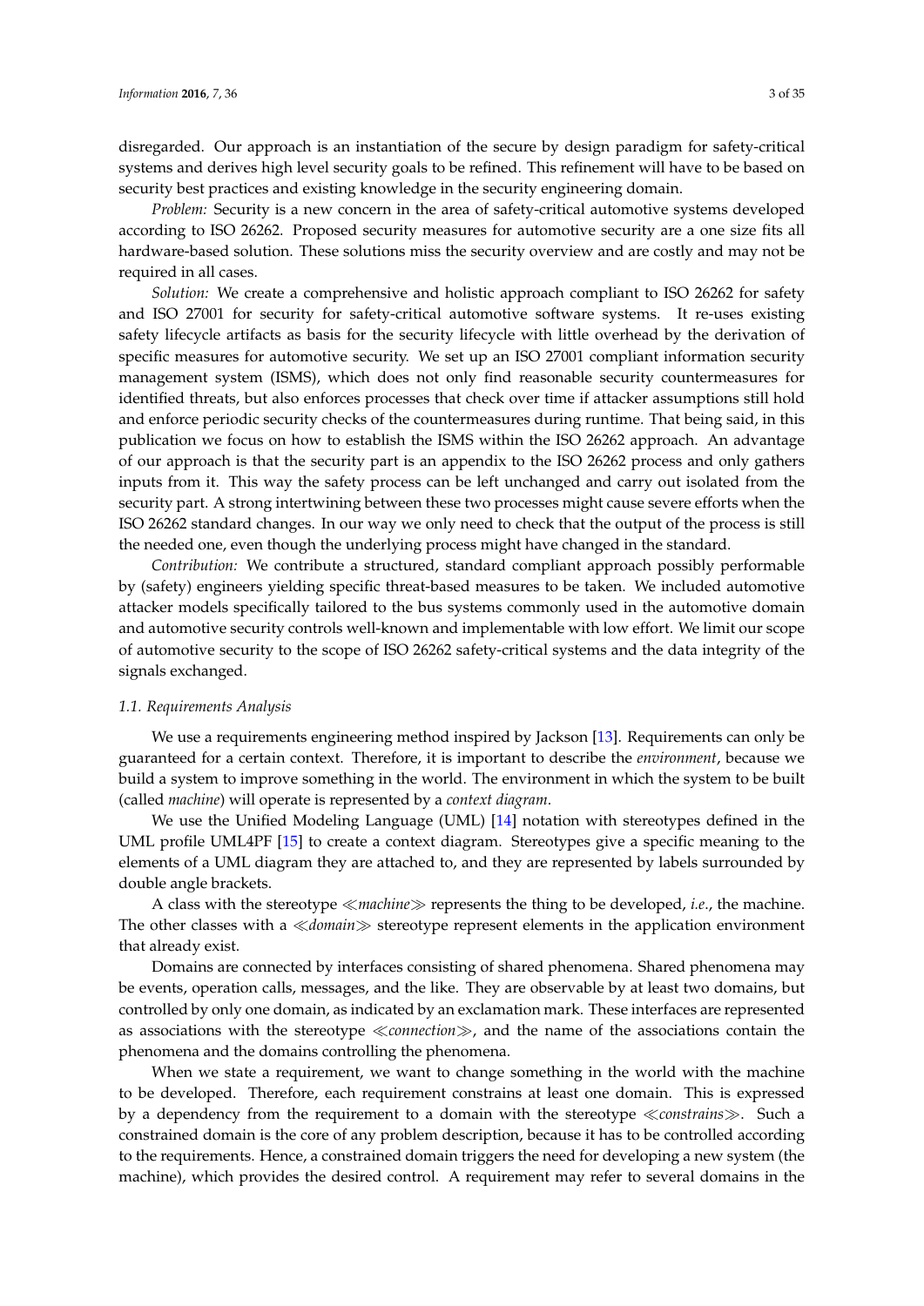disregarded. Our approach is an instantiation of the secure by design paradigm for safety-critical systems and derives high level security goals to be refined. This refinement will have to be based on security best practices and existing knowledge in the security engineering domain.

*Problem:* Security is a new concern in the area of safety-critical automotive systems developed according to ISO 26262. Proposed security measures for automotive security are a one size fits all hardware-based solution. These solutions miss the security overview and are costly and may not be required in all cases.

*Solution:* We create a comprehensive and holistic approach compliant to ISO 26262 for safety and ISO 27001 for security for safety-critical automotive software systems. It re-uses existing safety lifecycle artifacts as basis for the security lifecycle with little overhead by the derivation of specific measures for automotive security. We set up an ISO 27001 compliant information security management system (ISMS), which does not only find reasonable security countermeasures for identified threats, but also enforces processes that check over time if attacker assumptions still hold and enforce periodic security checks of the countermeasures during runtime. That being said, in this publication we focus on how to establish the ISMS within the ISO 26262 approach. An advantage of our approach is that the security part is an appendix to the ISO 26262 process and only gathers inputs from it. This way the safety process can be left unchanged and carry out isolated from the security part. A strong intertwining between these two processes might cause severe efforts when the ISO 26262 standard changes. In our way we only need to check that the output of the process is still the needed one, even though the underlying process might have changed in the standard.

*Contribution:* We contribute a structured, standard compliant approach possibly performable by (safety) engineers yielding specific threat-based measures to be taken. We included automotive attacker models specifically tailored to the bus systems commonly used in the automotive domain and automotive security controls well-known and implementable with low effort. We limit our scope of automotive security to the scope of ISO 26262 safety-critical systems and the data integrity of the signals exchanged.

### *1.1. Requirements Analysis*

We use a requirements engineering method inspired by Jackson [13]. Requirements can only be guaranteed for a certain context. Therefore, it is important to describe the *environment*, because we build a system to improve something in the world. The environment in which the system to be built (called *machine*) will operate is represented by a *context diagram*.

We use the Unified Modeling Language (UML) [14] notation with stereotypes defined in the UML profile UML4PF [15] to create a context diagram. Stereotypes give a specific meaning to the elements of a UML diagram they are attached to, and they are represented by labels surrounded by double angle brackets.

A class with the stereotype ≪*machine*≫ represents the thing to be developed, *i.e.*, the machine. The other classes with a ≪*domain*≫ stereotype represent elements in the application environment that already exist.

Domains are connected by interfaces consisting of shared phenomena. Shared phenomena may be events, operation calls, messages, and the like. They are observable by at least two domains, but controlled by only one domain, as indicated by an exclamation mark. These interfaces are represented as associations with the stereotype ≪*connection*≫, and the name of the associations contain the phenomena and the domains controlling the phenomena.

When we state a requirement, we want to change something in the world with the machine to be developed. Therefore, each requirement constrains at least one domain. This is expressed by a dependency from the requirement to a domain with the stereotype ≪*constrains*≫. Such a constrained domain is the core of any problem description, because it has to be controlled according to the requirements. Hence, a constrained domain triggers the need for developing a new system (the machine), which provides the desired control. A requirement may refer to several domains in the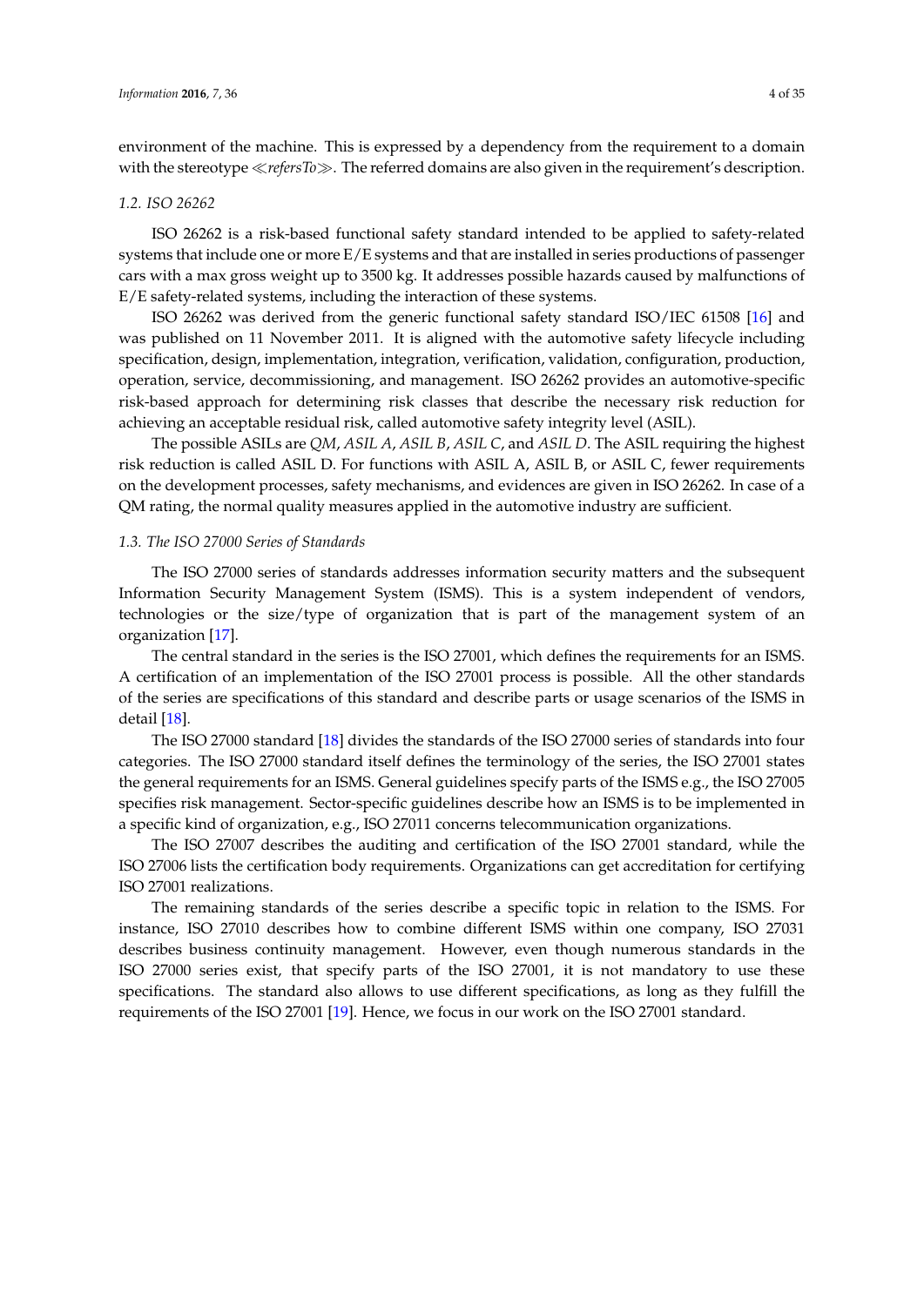environment of the machine. This is expressed by a dependency from the requirement to a domain with the stereotype ≪*refersTo*≫. The referred domains are also given in the requirement's description.

### *1.2. ISO 26262*

ISO 26262 is a risk-based functional safety standard intended to be applied to safety-related systems that include one or more E/E systems and that are installed in series productions of passenger cars with a max gross weight up to 3500 kg. It addresses possible hazards caused by malfunctions of E/E safety-related systems, including the interaction of these systems.

ISO 26262 was derived from the generic functional safety standard ISO/IEC 61508 [16] and was published on 11 November 2011. It is aligned with the automotive safety lifecycle including specification, design, implementation, integration, verification, validation, configuration, production, operation, service, decommissioning, and management. ISO 26262 provides an automotive-specific risk-based approach for determining risk classes that describe the necessary risk reduction for achieving an acceptable residual risk, called automotive safety integrity level (ASIL).

The possible ASILs are *QM*, *ASIL A*, *ASIL B*, *ASIL C*, and *ASIL D*. The ASIL requiring the highest risk reduction is called ASIL D. For functions with ASIL A, ASIL B, or ASIL C, fewer requirements on the development processes, safety mechanisms, and evidences are given in ISO 26262. In case of a QM rating, the normal quality measures applied in the automotive industry are sufficient.

### *1.3. The ISO 27000 Series of Standards*

The ISO 27000 series of standards addresses information security matters and the subsequent Information Security Management System (ISMS). This is a system independent of vendors, technologies or the size/type of organization that is part of the management system of an organization [17].

The central standard in the series is the ISO 27001, which defines the requirements for an ISMS. A certification of an implementation of the ISO 27001 process is possible. All the other standards of the series are specifications of this standard and describe parts or usage scenarios of the ISMS in detail [18].

The ISO 27000 standard [18] divides the standards of the ISO 27000 series of standards into four categories. The ISO 27000 standard itself defines the terminology of the series, the ISO 27001 states the general requirements for an ISMS. General guidelines specify parts of the ISMS e.g., the ISO 27005 specifies risk management. Sector-specific guidelines describe how an ISMS is to be implemented in a specific kind of organization, e.g., ISO 27011 concerns telecommunication organizations.

The ISO 27007 describes the auditing and certification of the ISO 27001 standard, while the ISO 27006 lists the certification body requirements. Organizations can get accreditation for certifying ISO 27001 realizations.

The remaining standards of the series describe a specific topic in relation to the ISMS. For instance, ISO 27010 describes how to combine different ISMS within one company, ISO 27031 describes business continuity management. However, even though numerous standards in the ISO 27000 series exist, that specify parts of the ISO 27001, it is not mandatory to use these specifications. The standard also allows to use different specifications, as long as they fulfill the requirements of the ISO 27001 [19]. Hence, we focus in our work on the ISO 27001 standard.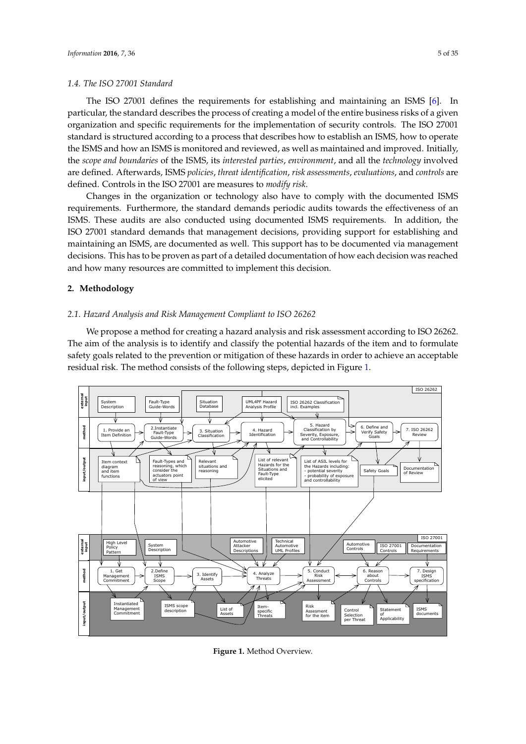### 1.4. The ISO 27001 Standard

The ISO 27001 defines the requirements for establishing and maintaining an ISMS [6]. In particular, the standard describes the process of creating a model of the entire business risks of a given organization and specific requirements for the implementation of security controls. The ISO 27001 standard is structured according to a process that describes how to establish an ISMS, how to operate the ISMS and how an ISMS is monitored and reviewed, as well as maintained and improved. Initially, the *scope and boundaries* of the ISMS, its *interested parties*, *environment*, and all the *technology* involved are defined. Afterwards, ISMS *policies*, *threat identification*, *risk assessments*, *evaluations*, and *controls* are defined. Controls in the ISO 27001 are measures to *modify risk*.

Changes in the organization or technology also have to comply with the documented ISMS requirements. Furthermore, the standard demands periodic audits towards the effectiveness of an ISMS. These audits are also conducted using documented ISMS requirements. In addition, the ISO 27001 standard demands that management decisions, providing support for establishing and maintaining an ISMS, are documented as well. This support has to be documented via management decisions. This has to be proven as part of a detailed documentation of how each decision was reached and how many resources are committed to implement this decision.

## 2. Methodology

### 2.1. Hazard Analysis and Risk Management Compliant to ISO 26262

We propose a method for creating a hazard analysis and risk assessment according to ISO 26262. The aim of the analysis is to identify and classify the potential hazards of the item and to formulate safety goals related to the prevention or mitigation of these hazards in order to achieve an acceptable residual risk. The method consists of the following steps, depicted in Figure 1.

**Figure 1.** Method Overview.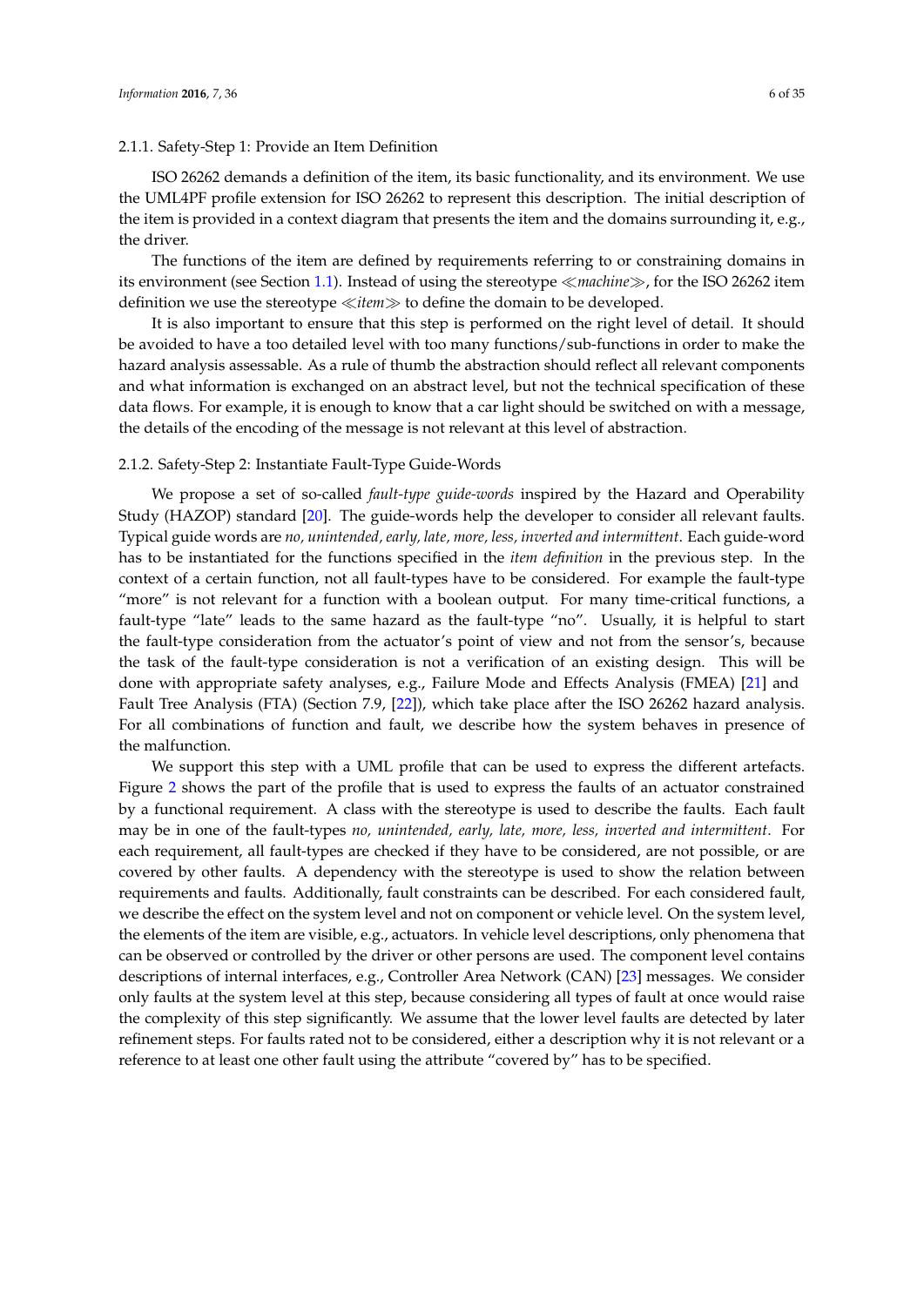#### 2.1.1. Safety-Step 1: Provide an Item Definition

ISO 26262 demands a definition of the item, its basic functionality, and its environment. We use the UML4PF profile extension for ISO 26262 to represent this description. The initial description of the item is provided in a context diagram that presents the item and the domains surrounding it, e.g., the driver.

The functions of the item are defined by requirements referring to or constraining domains in its environment (see Section 1.1). Instead of using the stereotype ≪*machine*≫, for the ISO 26262 item definition we use the stereotype ≪*item*≫ to define the domain to be developed.

It is also important to ensure that this step is performed on the right level of detail. It should be avoided to have a too detailed level with too many functions/sub-functions in order to make the hazard analysis assessable. As a rule of thumb the abstraction should reflect all relevant components and what information is exchanged on an abstract level, but not the technical specification of these data flows. For example, it is enough to know that a car light should be switched on with a message, the details of the encoding of the message is not relevant at this level of abstraction.

#### 2.1.2. Safety-Step 2: Instantiate Fault-Type Guide-Words

We propose a set of so-called *fault-type guide-words* inspired by the Hazard and Operability Study (HAZOP) standard [20]. The guide-words help the developer to consider all relevant faults. Typical guide words are *no, unintended, early, late, more, less, inverted and intermittent*. Each guide-word has to be instantiated for the functions specified in the *item definition* in the previous step. In the context of a certain function, not all fault-types have to be considered. For example the fault-type "more" is not relevant for a function with a boolean output. For many time-critical functions, a fault-type "late" leads to the same hazard as the fault-type "no". Usually, it is helpful to start the fault-type consideration from the actuator's point of view and not from the sensor's, because the task of the fault-type consideration is not a verification of an existing design. This will be done with appropriate safety analyses, e.g., Failure Mode and Effects Analysis (FMEA) [21] and Fault Tree Analysis (FTA) (Section 7.9, [22]), which take place after the ISO 26262 hazard analysis. For all combinations of function and fault, we describe how the system behaves in presence of the malfunction.

We support this step with a UML profile that can be used to express the different artefacts. Figure 2 shows the part of the profile that is used to express the faults of an actuator constrained by a functional requirement. A class with the stereotype is used to describe the faults. Each fault may be in one of the fault-types *no, unintended, early, late, more, less, inverted and intermittent*. For each requirement, all fault-types are checked if they have to be considered, are not possible, or are covered by other faults. A dependency with the stereotype is used to show the relation between requirements and faults. Additionally, fault constraints can be described. For each considered fault, we describe the effect on the system level and not on component or vehicle level. On the system level, the elements of the item are visible, e.g., actuators. In vehicle level descriptions, only phenomena that can be observed or controlled by the driver or other persons are used. The component level contains descriptions of internal interfaces, e.g., Controller Area Network (CAN) [23] messages. We consider only faults at the system level at this step, because considering all types of fault at once would raise the complexity of this step significantly. We assume that the lower level faults are detected by later refinement steps. For faults rated not to be considered, either a description why it is not relevant or a reference to at least one other fault using the attribute "covered by" has to be specified.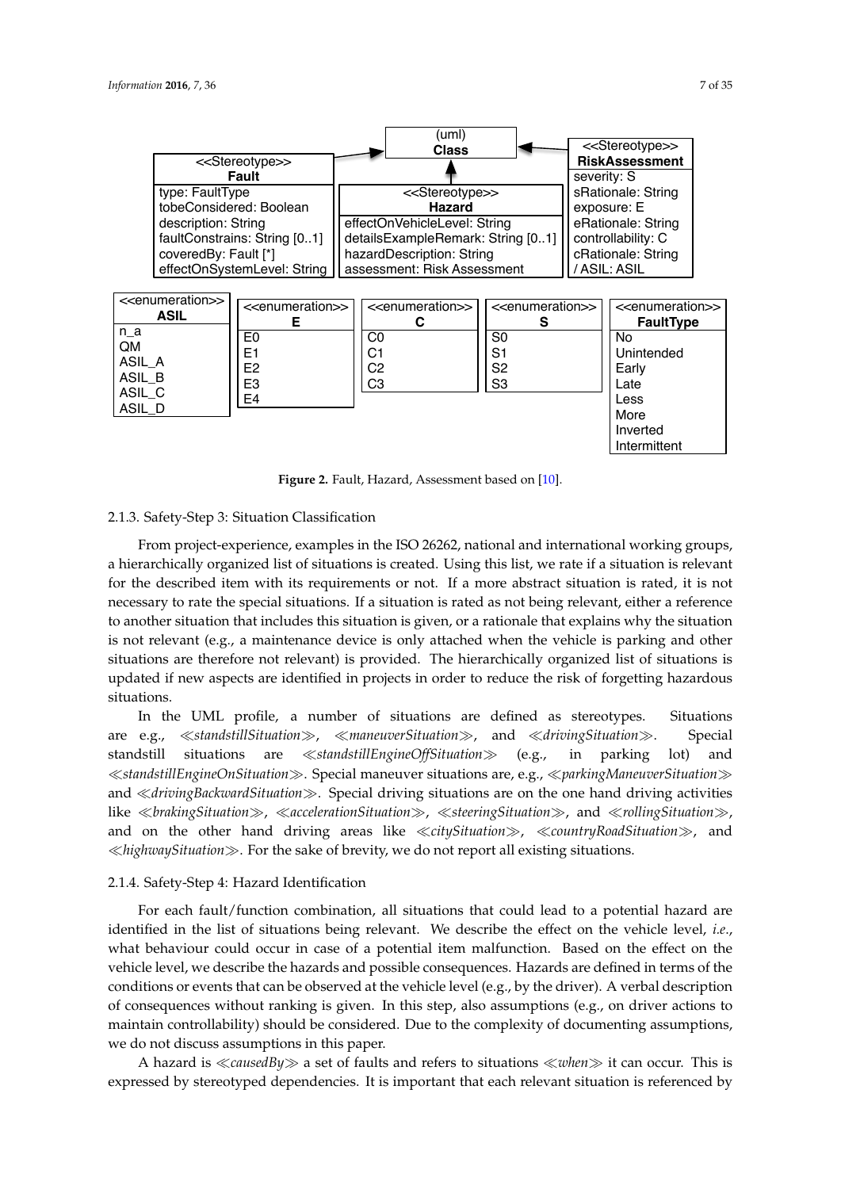| <<Stereotype>> **Fault** |
|---|
| type: FaultType |
| tobeConsidered: Boolean |
| description: String |
| faultConstrains: String [0..1] |
| coveredBy: Fault [*] |
| effectOnSystemLevel: String |

| <<Stereotype>> **Hazard** |
|---|
| effectOnVehicleLevel: String |
| detailsExampleRemark: String [0..1] |
| hazardDescription: String |
| assessment: Risk Assessment |

| <<Stereotype>> **RiskAssessment** |
|---|
| severity: S |
| sRationale: String |
| exposure: E |
| eRationale: String |
| controllability: C |
| cRationale: String |
| / ASIL: ASIL |

(uml) **Class**

| <<enumeration>> **ASIL** | <<enumeration>> **E** | <<enumeration>> **C** | <<enumeration>> **S** | <<enumeration>> **FaultType** |
|---|---|---|---|---|
| n_a | E0 | C0 | S0 | No |
| QM | E1 | C1 | S1 | Unintended |
| ASIL_A | E2 | C2 | S2 | Early |
| ASIL_B | E3 | C3 | S3 | Late |
| ASIL_C | E4 | | | Less |
| ASIL_D | | | | More |
| | | | | Inverted |
| | | | | Intermittent |

**Figure 2.** Fault, Hazard, Assessment based on [10].

### 2.1.3. Safety-Step 3: Situation Classification

From project-experience, examples in the ISO 26262, national and international working groups, a hierarchically organized list of situations is created. Using this list, we rate if a situation is relevant for the described item with its requirements or not. If a more abstract situation is rated, it is not necessary to rate the special situations. If a situation is rated as not being relevant, either a reference to another situation that includes this situation is given, or a rationale that explains why the situation is not relevant (e.g., a maintenance device is only attached when the vehicle is parking and other situations are therefore not relevant) is provided. The hierarchically organized list of situations is updated if new aspects are identified in projects in order to reduce the risk of forgetting hazardous situations.

In the UML profile, a number of situations are defined as stereotypes. Situations are e.g., ≪*standstillSituation*≫, ≪*maneuverSituation*≫, and ≪*drivingSituation*≫. Special standstill situations are ≪*standstillEngineOffSituation*≫ (e.g., in parking lot) and ≪*standstillEngineOnSituation*≫. Special maneuver situations are, e.g., ≪*parkingManeuverSituation*≫ and ≪*drivingBackwardSituation*≫. Special driving situations are on the one hand driving activities like ≪*brakingSituation*≫, ≪*accelerationSituation*≫, ≪*steeringSituation*≫, and ≪*rollingSituation*≫, and on the other hand driving areas like ≪*citySituation*≫, ≪*countryRoadSituation*≫, and ≪*highwaySituation*≫. For the sake of brevity, we do not report all existing situations.

### 2.1.4. Safety-Step 4: Hazard Identification

For each fault/function combination, all situations that could lead to a potential hazard are identified in the list of situations being relevant. We describe the effect on the vehicle level, *i.e.*, what behaviour could occur in case of a potential item malfunction. Based on the effect on the vehicle level, we describe the hazards and possible consequences. Hazards are defined in terms of the conditions or events that can be observed at the vehicle level (e.g., by the driver). A verbal description of consequences without ranking is given. In this step, also assumptions (e.g., on driver actions to maintain controllability) should be considered. Due to the complexity of documenting assumptions, we do not discuss assumptions in this paper.

A hazard is ≪*causedBy*≫ a set of faults and refers to situations ≪*when*≫ it can occur. This is expressed by stereotyped dependencies. It is important that each relevant situation is referenced by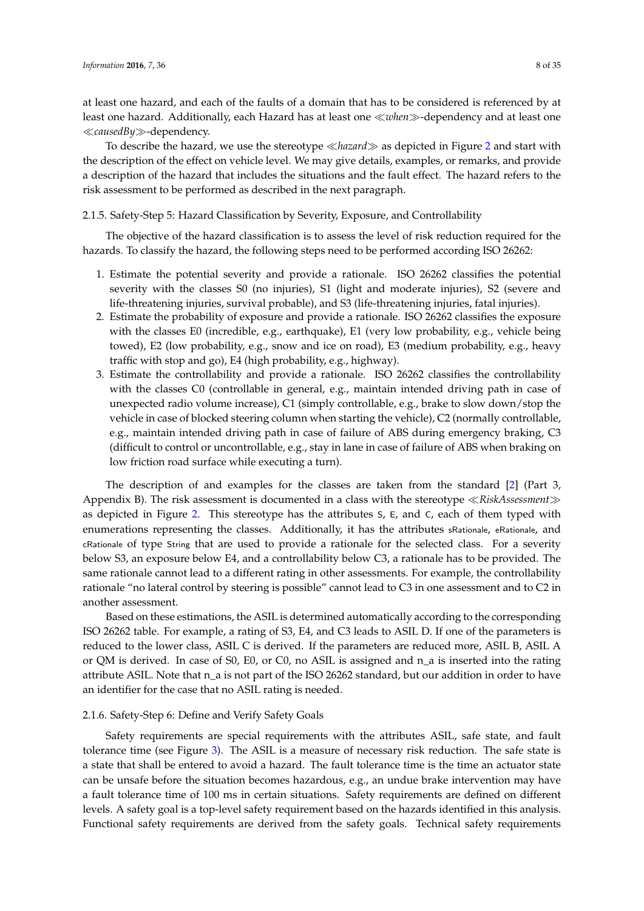at least one hazard, and each of the faults of a domain that has to be considered is referenced by at least one hazard. Additionally, each Hazard has at least one ≪*when*≫-dependency and at least one ≪*causedBy*≫-dependency.

To describe the hazard, we use the stereotype ≪*hazard*≫ as depicted in Figure 2 and start with the description of the effect on vehicle level. We may give details, examples, or remarks, and provide a description of the hazard that includes the situations and the fault effect. The hazard refers to the risk assessment to be performed as described in the next paragraph.

#### 2.1.5. Safety-Step 5: Hazard Classification by Severity, Exposure, and Controllability

The objective of the hazard classification is to assess the level of risk reduction required for the hazards. To classify the hazard, the following steps need to be performed according ISO 26262:

1. Estimate the potential severity and provide a rationale. ISO 26262 classifies the potential severity with the classes S0 (no injuries), S1 (light and moderate injuries), S2 (severe and life-threatening injuries, survival probable), and S3 (life-threatening injuries, fatal injuries).
2. Estimate the probability of exposure and provide a rationale. ISO 26262 classifies the exposure with the classes E0 (incredible, e.g., earthquake), E1 (very low probability, e.g., vehicle being towed), E2 (low probability, e.g., snow and ice on road), E3 (medium probability, e.g., heavy traffic with stop and go), E4 (high probability, e.g., highway).
3. Estimate the controllability and provide a rationale. ISO 26262 classifies the controllability with the classes C0 (controllable in general, e.g., maintain intended driving path in case of unexpected radio volume increase), C1 (simply controllable, e.g., brake to slow down/stop the vehicle in case of blocked steering column when starting the vehicle), C2 (normally controllable, e.g., maintain intended driving path in case of failure of ABS during emergency braking, C3 (difficult to control or uncontrollable, e.g., stay in lane in case of failure of ABS when braking on low friction road surface while executing a turn).

The description of and examples for the classes are taken from the standard [2] (Part 3, Appendix B). The risk assessment is documented in a class with the stereotype ≪*RiskAssessment*≫ as depicted in Figure 2. This stereotype has the attributes `S`, `E`, and `C`, each of them typed with enumerations representing the classes. Additionally, it has the attributes `sRationale`, `eRationale`, and `cRationale` of type `String` that are used to provide a rationale for the selected class. For a severity below S3, an exposure below E4, and a controllability below C3, a rationale has to be provided. The same rationale cannot lead to a different rating in other assessments. For example, the controllability rationale "no lateral control by steering is possible" cannot lead to C3 in one assessment and to C2 in another assessment.

Based on these estimations, the ASIL is determined automatically according to the corresponding ISO 26262 table. For example, a rating of S3, E4, and C3 leads to ASIL D. If one of the parameters is reduced to the lower class, ASIL C is derived. If the parameters are reduced more, ASIL B, ASIL A or QM is derived. In case of S0, E0, or C0, no ASIL is assigned and n_a is inserted into the rating attribute ASIL. Note that n_a is not part of the ISO 26262 standard, but our addition in order to have an identifier for the case that no ASIL rating is needed.

#### 2.1.6. Safety-Step 6: Define and Verify Safety Goals

Safety requirements are special requirements with the attributes ASIL, safe state, and fault tolerance time (see Figure 3). The ASIL is a measure of necessary risk reduction. The safe state is a state that shall be entered to avoid a hazard. The fault tolerance time is the time an actuator state can be unsafe before the situation becomes hazardous, e.g., an undue brake intervention may have a fault tolerance time of 100 ms in certain situations. Safety requirements are defined on different levels. A safety goal is a top-level safety requirement based on the hazards identified in this analysis. Functional safety requirements are derived from the safety goals. Technical safety requirements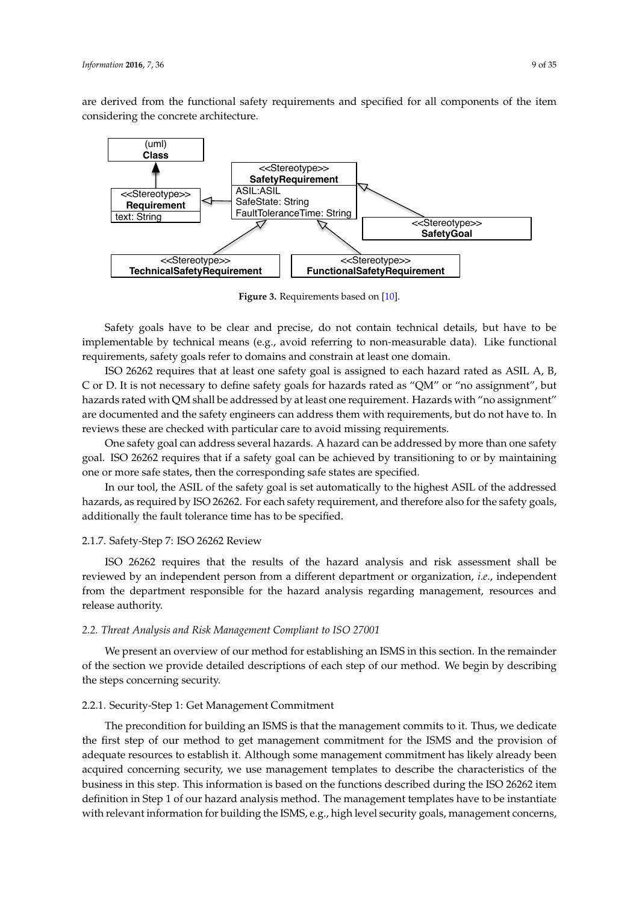are derived from the functional safety requirements and specified for all components of the item considering the concrete architecture.

**Figure 3.** Requirements based on [10].

Safety goals have to be clear and precise, do not contain technical details, but have to be implementable by technical means (e.g., avoid referring to non-measurable data). Like functional requirements, safety goals refer to domains and constrain at least one domain.

ISO 26262 requires that at least one safety goal is assigned to each hazard rated as ASIL A, B, C or D. It is not necessary to define safety goals for hazards rated as "QM" or "no assignment", but hazards rated with QM shall be addressed by at least one requirement. Hazards with "no assignment" are documented and the safety engineers can address them with requirements, but do not have to. In reviews these are checked with particular care to avoid missing requirements.

One safety goal can address several hazards. A hazard can be addressed by more than one safety goal. ISO 26262 requires that if a safety goal can be achieved by transitioning to or by maintaining one or more safe states, then the corresponding safe states are specified.

In our tool, the ASIL of the safety goal is set automatically to the highest ASIL of the addressed hazards, as required by ISO 26262. For each safety requirement, and therefore also for the safety goals, additionally the fault tolerance time has to be specified.

#### 2.1.7. Safety-Step 7: ISO 26262 Review

ISO 26262 requires that the results of the hazard analysis and risk assessment shall be reviewed by an independent person from a different department or organization, *i.e.*, independent from the department responsible for the hazard analysis regarding management, resources and release authority.

### 2.2. Threat Analysis and Risk Management Compliant to ISO 27001

We present an overview of our method for establishing an ISMS in this section. In the remainder of the section we provide detailed descriptions of each step of our method. We begin by describing the steps concerning security.

#### 2.2.1. Security-Step 1: Get Management Commitment

The precondition for building an ISMS is that the management commits to it. Thus, we dedicate the first step of our method to get management commitment for the ISMS and the provision of adequate resources to establish it. Although some management commitment has likely already been acquired concerning security, we use management templates to describe the characteristics of the business in this step. This information is based on the functions described during the ISO 26262 item definition in Step 1 of our hazard analysis method. The management templates have to be instantiate with relevant information for building the ISMS, e.g., high level security goals, management concerns,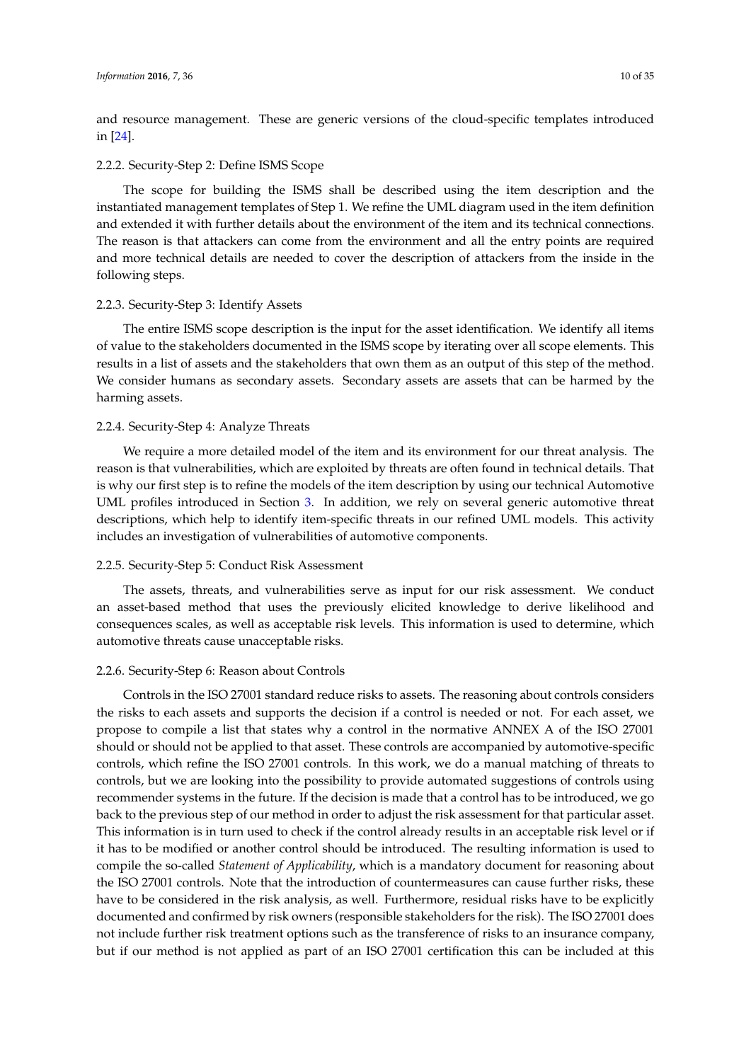and resource management. These are generic versions of the cloud-specific templates introduced in [24].

#### 2.2.2. Security-Step 2: Define ISMS Scope

The scope for building the ISMS shall be described using the item description and the instantiated management templates of Step 1. We refine the UML diagram used in the item definition and extended it with further details about the environment of the item and its technical connections. The reason is that attackers can come from the environment and all the entry points are required and more technical details are needed to cover the description of attackers from the inside in the following steps.

#### 2.2.3. Security-Step 3: Identify Assets

The entire ISMS scope description is the input for the asset identification. We identify all items of value to the stakeholders documented in the ISMS scope by iterating over all scope elements. This results in a list of assets and the stakeholders that own them as an output of this step of the method. We consider humans as secondary assets. Secondary assets are assets that can be harmed by the harming assets.

#### 2.2.4. Security-Step 4: Analyze Threats

We require a more detailed model of the item and its environment for our threat analysis. The reason is that vulnerabilities, which are exploited by threats are often found in technical details. That is why our first step is to refine the models of the item description by using our technical Automotive UML profiles introduced in Section 3. In addition, we rely on several generic automotive threat descriptions, which help to identify item-specific threats in our refined UML models. This activity includes an investigation of vulnerabilities of automotive components.

#### 2.2.5. Security-Step 5: Conduct Risk Assessment

The assets, threats, and vulnerabilities serve as input for our risk assessment. We conduct an asset-based method that uses the previously elicited knowledge to derive likelihood and consequences scales, as well as acceptable risk levels. This information is used to determine, which automotive threats cause unacceptable risks.

#### 2.2.6. Security-Step 6: Reason about Controls

Controls in the ISO 27001 standard reduce risks to assets. The reasoning about controls considers the risks to each assets and supports the decision if a control is needed or not. For each asset, we propose to compile a list that states why a control in the normative ANNEX A of the ISO 27001 should or should not be applied to that asset. These controls are accompanied by automotive-specific controls, which refine the ISO 27001 controls. In this work, we do a manual matching of threats to controls, but we are looking into the possibility to provide automated suggestions of controls using recommender systems in the future. If the decision is made that a control has to be introduced, we go back to the previous step of our method in order to adjust the risk assessment for that particular asset. This information is in turn used to check if the control already results in an acceptable risk level or if it has to be modified or another control should be introduced. The resulting information is used to compile the so-called *Statement of Applicability*, which is a mandatory document for reasoning about the ISO 27001 controls. Note that the introduction of countermeasures can cause further risks, these have to be considered in the risk analysis, as well. Furthermore, residual risks have to be explicitly documented and confirmed by risk owners (responsible stakeholders for the risk). The ISO 27001 does not include further risk treatment options such as the transference of risks to an insurance company, but if our method is not applied as part of an ISO 27001 certification this can be included at this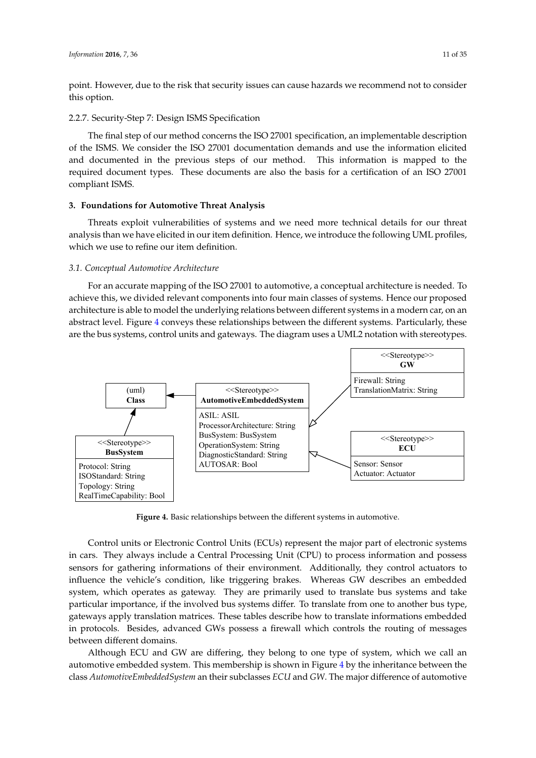point. However, due to the risk that security issues can cause hazards we recommend not to consider this option.

2.2.7. Security-Step 7: Design ISMS Specification

The final step of our method concerns the ISO 27001 specification, an implementable description of the ISMS. We consider the ISO 27001 documentation demands and use the information elicited and documented in the previous steps of our method. This information is mapped to the required document types. These documents are also the basis for a certification of an ISO 27001 compliant ISMS.

## 3. Foundations for Automotive Threat Analysis

Threats exploit vulnerabilities of systems and we need more technical details for our threat analysis than we have elicited in our item definition. Hence, we introduce the following UML profiles, which we use to refine our item definition.

### *3.1. Conceptual Automotive Architecture*

For an accurate mapping of the ISO 27001 to automotive, a conceptual architecture is needed. To achieve this, we divided relevant components into four main classes of systems. Hence our proposed architecture is able to model the underlying relations between different systems in a modern car, on an abstract level. Figure 4 conveys these relationships between the different systems. Particularly, these are the bus systems, control units and gateways. The diagram uses a UML2 notation with stereotypes.

**Figure 4.** Basic relationships between the different systems in automotive.

Control units or Electronic Control Units (ECUs) represent the major part of electronic systems in cars. They always include a Central Processing Unit (CPU) to process information and possess sensors for gathering informations of their environment. Additionally, they control actuators to influence the vehicle's condition, like triggering brakes. Whereas GW describes an embedded system, which operates as gateway. They are primarily used to translate bus systems and take particular importance, if the involved bus systems differ. To translate from one to another bus type, gateways apply translation matrices. These tables describe how to translate informations embedded in protocols. Besides, advanced GWs possess a firewall which controls the routing of messages between different domains.

Although ECU and GW are differing, they belong to one type of system, which we call an automotive embedded system. This membership is shown in Figure 4 by the inheritance between the class *AutomotiveEmbeddedSystem* an their subclasses *ECU* and *GW*. The major difference of automotive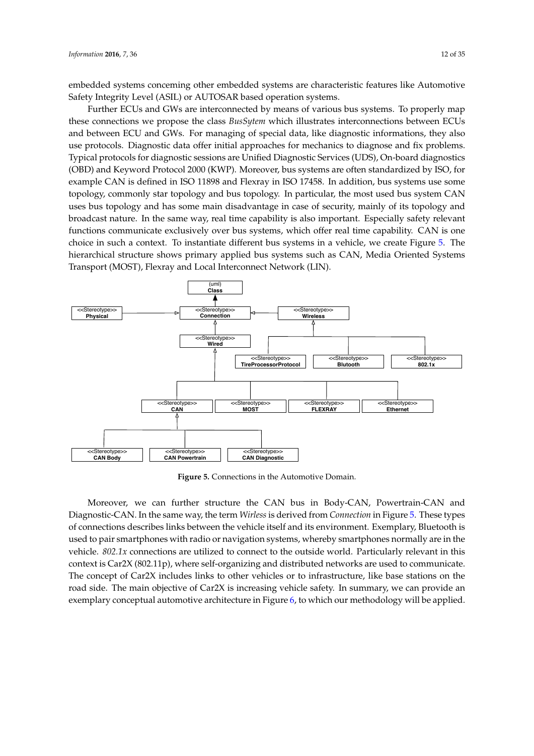embedded systems conceming other embedded systems are characteristic features like Automotive Safety Integrity Level (ASIL) or AUTOSAR based operation systems.

Further ECUs and GWs are interconnected by means of various bus systems. To properly map these connections we propose the class *BusSytem* which illustrates interconnections between ECUs and between ECU and GWs. For managing of special data, like diagnostic informations, they also use protocols. Diagnostic data offer initial approaches for mechanics to diagnose and fix problems. Typical protocols for diagnostic sessions are Unified Diagnostic Services (UDS), On-board diagnostics (OBD) and Keyword Protocol 2000 (KWP). Moreover, bus systems are often standardized by ISO, for example CAN is defined in ISO 11898 and Flexray in ISO 17458. In addition, bus systems use some topology, commonly star topology and bus topology. In particular, the most used bus system CAN uses bus topology and has some main disadvantage in case of security, mainly of its topology and broadcast nature. In the same way, real time capability is also important. Especially safety relevant functions communicate exclusively over bus systems, which offer real time capability. CAN is one choice in such a context. To instantiate different bus systems in a vehicle, we create Figure 5. The hierarchical structure shows primary applied bus systems such as CAN, Media Oriented Systems Transport (MOST), Flexray and Local Interconnect Network (LIN).

**Figure 5.** Connections in the Automotive Domain.

Moreover, we can further structure the CAN bus in Body-CAN, Powertrain-CAN and Diagnostic-CAN. In the same way, the term *Wirless* is derived from *Connection* in Figure 5. These types of connections describes links between the vehicle itself and its environment. Exemplary, Bluetooth is used to pair smartphones with radio or navigation systems, whereby smartphones normally are in the vehicle. *802.1x* connections are utilized to connect to the outside world. Particularly relevant in this context is Car2X (802.11p), where self-organizing and distributed networks are used to communicate. The concept of Car2X includes links to other vehicles or to infrastructure, like base stations on the road side. The main objective of Car2X is increasing vehicle safety. In summary, we can provide an exemplary conceptual automotive architecture in Figure 6, to which our methodology will be applied.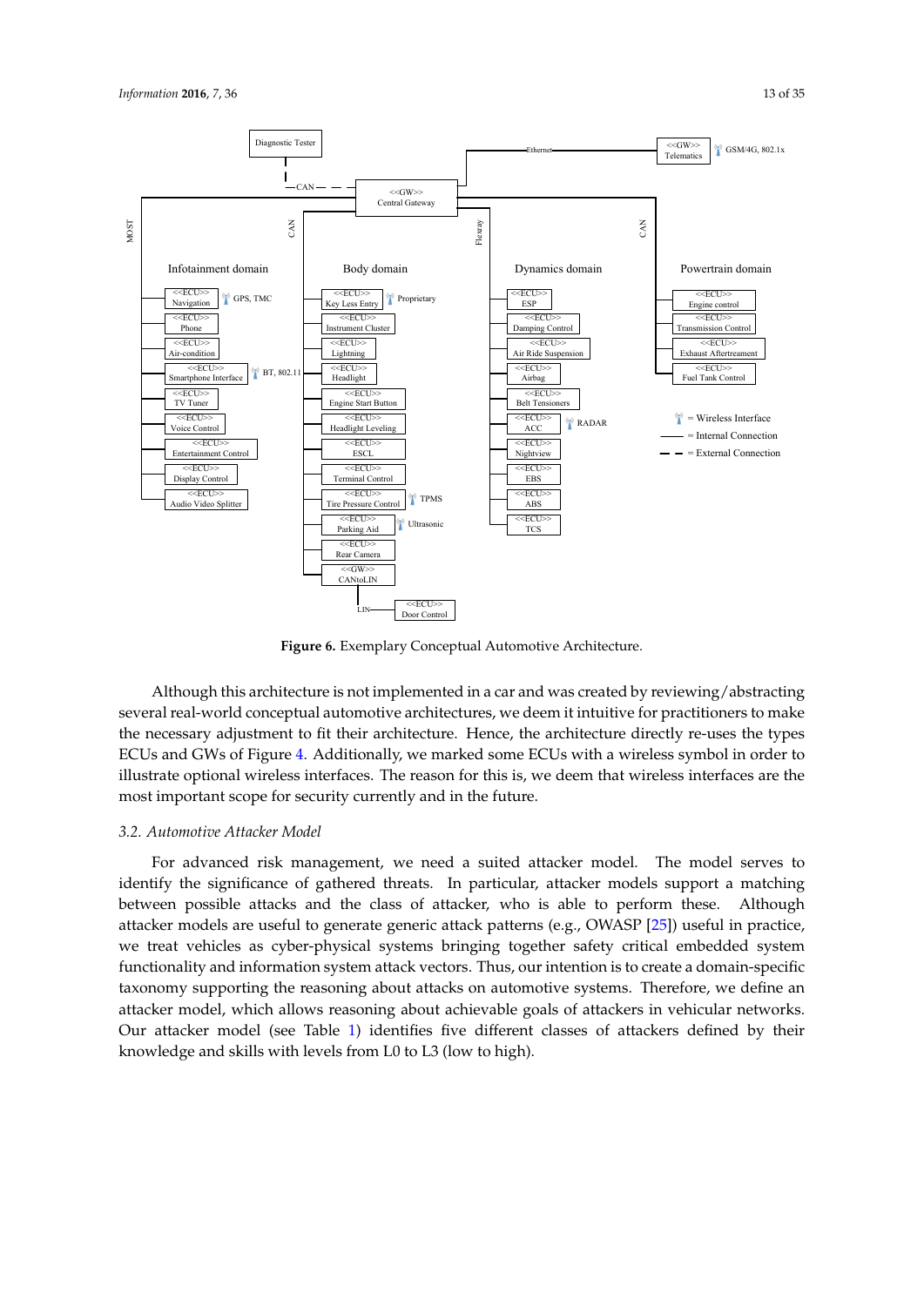**Figure 6.** Exemplary Conceptual Automotive Architecture.

Although this architecture is not implemented in a car and was created by reviewing/abstracting several real-world conceptual automotive architectures, we deem it intuitive for practitioners to make the necessary adjustment to fit their architecture. Hence, the architecture directly re-uses the types ECUs and GWs of Figure 4. Additionally, we marked some ECUs with a wireless symbol in order to illustrate optional wireless interfaces. The reason for this is, we deem that wireless interfaces are the most important scope for security currently and in the future.

### *3.2. Automotive Attacker Model*

For advanced risk management, we need a suited attacker model. The model serves to identify the significance of gathered threats. In particular, attacker models support a matching between possible attacks and the class of attacker, who is able to perform these. Although attacker models are useful to generate generic attack patterns (e.g., OWASP [25]) useful in practice, we treat vehicles as cyber-physical systems bringing together safety critical embedded system functionality and information system attack vectors. Thus, our intention is to create a domain-specific taxonomy supporting the reasoning about attacks on automotive systems. Therefore, we define an attacker model, which allows reasoning about achievable goals of attackers in vehicular networks. Our attacker model (see Table 1) identifies five different classes of attackers defined by their knowledge and skills with levels from L0 to L3 (low to high).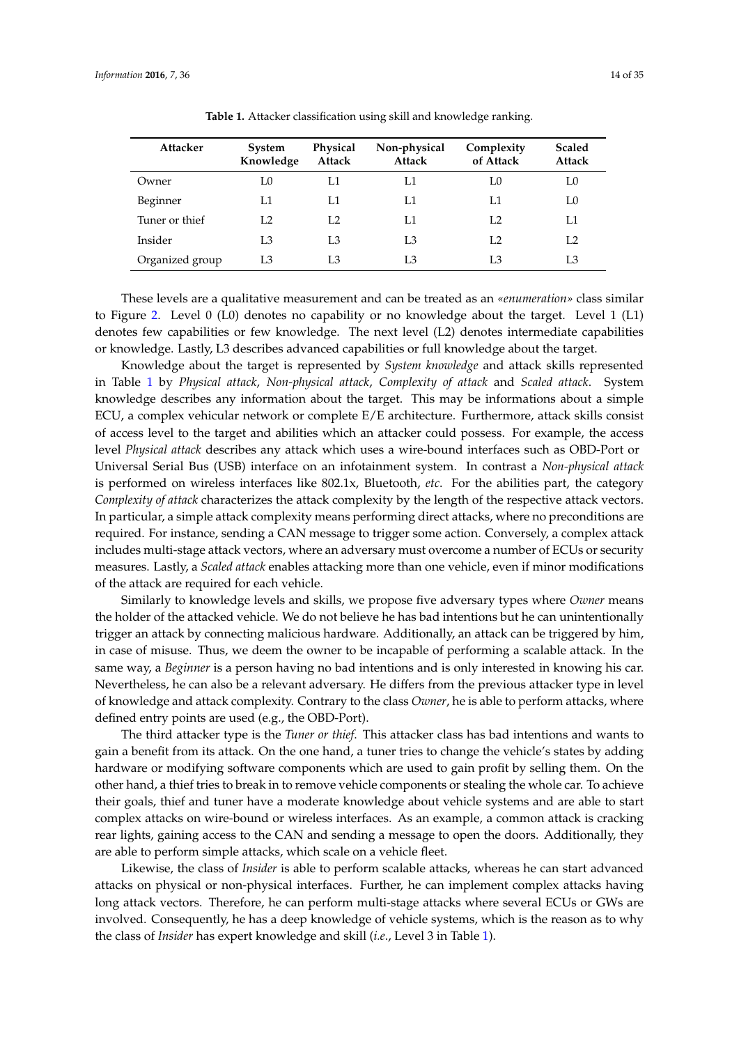**Table 1.** Attacker classification using skill and knowledge ranking.

| Attacker | System Knowledge | Physical Attack | Non-physical Attack | Complexity of Attack | Scaled Attack |
|---|---|---|---|---|---|
| Owner | L0 | L1 | L1 | L0 | L0 |
| Beginner | L1 | L1 | L1 | L1 | L0 |
| Tuner or thief | L2 | L2 | L1 | L2 | L1 |
| Insider | L3 | L3 | L3 | L2 | L2 |
| Organized group | L3 | L3 | L3 | L3 | L3 |

These levels are a qualitative measurement and can be treated as an *«enumeration»* class similar to Figure 2. Level 0 (L0) denotes no capability or no knowledge about the target. Level 1 (L1) denotes few capabilities or few knowledge. The next level (L2) denotes intermediate capabilities or knowledge. Lastly, L3 describes advanced capabilities or full knowledge about the target.

Knowledge about the target is represented by *System knowledge* and attack skills represented in Table 1 by *Physical attack*, *Non-physical attack*, *Complexity of attack* and *Scaled attack*. System knowledge describes any information about the target. This may be informations about a simple ECU, a complex vehicular network or complete E/E architecture. Furthermore, attack skills consist of access level to the target and abilities which an attacker could possess. For example, the access level *Physical attack* describes any attack which uses a wire-bound interfaces such as OBD-Port or Universal Serial Bus (USB) interface on an infotainment system. In contrast a *Non-physical attack* is performed on wireless interfaces like 802.1x, Bluetooth, *etc*. For the abilities part, the category *Complexity of attack* characterizes the attack complexity by the length of the respective attack vectors. In particular, a simple attack complexity means performing direct attacks, where no preconditions are required. For instance, sending a CAN message to trigger some action. Conversely, a complex attack includes multi-stage attack vectors, where an adversary must overcome a number of ECUs or security measures. Lastly, a *Scaled attack* enables attacking more than one vehicle, even if minor modifications of the attack are required for each vehicle.

Similarly to knowledge levels and skills, we propose five adversary types where *Owner* means the holder of the attacked vehicle. We do not believe he has bad intentions but he can unintentionally trigger an attack by connecting malicious hardware. Additionally, an attack can be triggered by him, in case of misuse. Thus, we deem the owner to be incapable of performing a scalable attack. In the same way, a *Beginner* is a person having no bad intentions and is only interested in knowing his car. Nevertheless, he can also be a relevant adversary. He differs from the previous attacker type in level of knowledge and attack complexity. Contrary to the class *Owner*, he is able to perform attacks, where defined entry points are used (e.g., the OBD-Port).

The third attacker type is the *Tuner or thief*. This attacker class has bad intentions and wants to gain a benefit from its attack. On the one hand, a tuner tries to change the vehicle's states by adding hardware or modifying software components which are used to gain profit by selling them. On the other hand, a thief tries to break in to remove vehicle components or stealing the whole car. To achieve their goals, thief and tuner have a moderate knowledge about vehicle systems and are able to start complex attacks on wire-bound or wireless interfaces. As an example, a common attack is cracking rear lights, gaining access to the CAN and sending a message to open the doors. Additionally, they are able to perform simple attacks, which scale on a vehicle fleet.

Likewise, the class of *Insider* is able to perform scalable attacks, whereas he can start advanced attacks on physical or non-physical interfaces. Further, he can implement complex attacks having long attack vectors. Therefore, he can perform multi-stage attacks where several ECUs or GWs are involved. Consequently, he has a deep knowledge of vehicle systems, which is the reason as to why the class of *Insider* has expert knowledge and skill (*i.e.*, Level 3 in Table 1).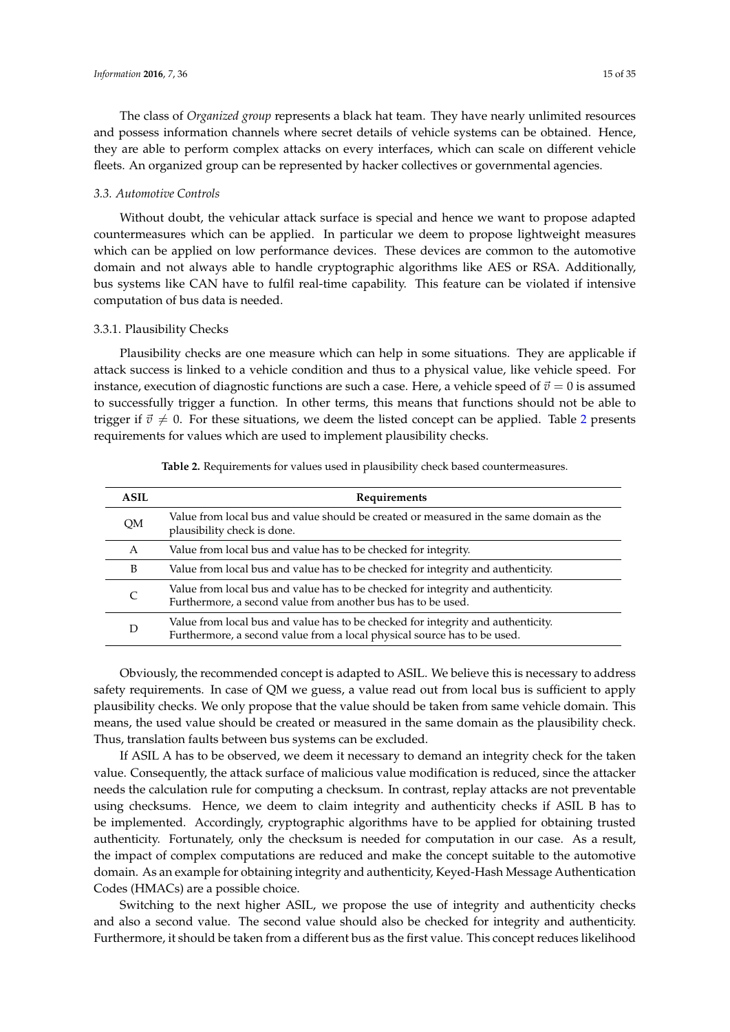The class of *Organized group* represents a black hat team. They have nearly unlimited resources and possess information channels where secret details of vehicle systems can be obtained. Hence, they are able to perform complex attacks on every interfaces, which can scale on different vehicle fleets. An organized group can be represented by hacker collectives or governmental agencies.

### 3.3. Automotive Controls

Without doubt, the vehicular attack surface is special and hence we want to propose adapted countermeasures which can be applied. In particular we deem to propose lightweight measures which can be applied on low performance devices. These devices are common to the automotive domain and not always able to handle cryptographic algorithms like AES or RSA. Additionally, bus systems like CAN have to fulfil real-time capability. This feature can be violated if intensive computation of bus data is needed.

#### 3.3.1. Plausibility Checks

Plausibility checks are one measure which can help in some situations. They are applicable if attack success is linked to a vehicle condition and thus to a physical value, like vehicle speed. For instance, execution of diagnostic functions are such a case. Here, a vehicle speed of $\vec{v} = 0$ is assumed to successfully trigger a function. In other terms, this means that functions should not be able to trigger if $\vec{v} \neq 0$. For these situations, we deem the listed concept can be applied. Table 2 presents requirements for values which are used to implement plausibility checks.

**Table 2.** Requirements for values used in plausibility check based countermeasures.

| ASIL | Requirements |
|---|---|
| QM | Value from local bus and value should be created or measured in the same domain as the plausibility check is done. |
| A | Value from local bus and value has to be checked for integrity. |
| B | Value from local bus and value has to be checked for integrity and authenticity. |
| C | Value from local bus and value has to be checked for integrity and authenticity. Furthermore, a second value from another bus has to be used. |
| D | Value from local bus and value has to be checked for integrity and authenticity. Furthermore, a second value from a local physical source has to be used. |

Obviously, the recommended concept is adapted to ASIL. We believe this is necessary to address safety requirements. In case of QM we guess, a value read out from local bus is sufficient to apply plausibility checks. We only propose that the value should be taken from same vehicle domain. This means, the used value should be created or measured in the same domain as the plausibility check. Thus, translation faults between bus systems can be excluded.

If ASIL A has to be observed, we deem it necessary to demand an integrity check for the taken value. Consequently, the attack surface of malicious value modification is reduced, since the attacker needs the calculation rule for computing a checksum. In contrast, replay attacks are not preventable using checksums. Hence, we deem to claim integrity and authenticity checks if ASIL B has to be implemented. Accordingly, cryptographic algorithms have to be applied for obtaining trusted authenticity. Fortunately, only the checksum is needed for computation in our case. As a result, the impact of complex computations are reduced and make the concept suitable to the automotive domain. As an example for obtaining integrity and authenticity, Keyed-Hash Message Authentication Codes (HMACs) are a possible choice.

Switching to the next higher ASIL, we propose the use of integrity and authenticity checks and also a second value. The second value should also be checked for integrity and authenticity. Furthermore, it should be taken from a different bus as the first value. This concept reduces likelihood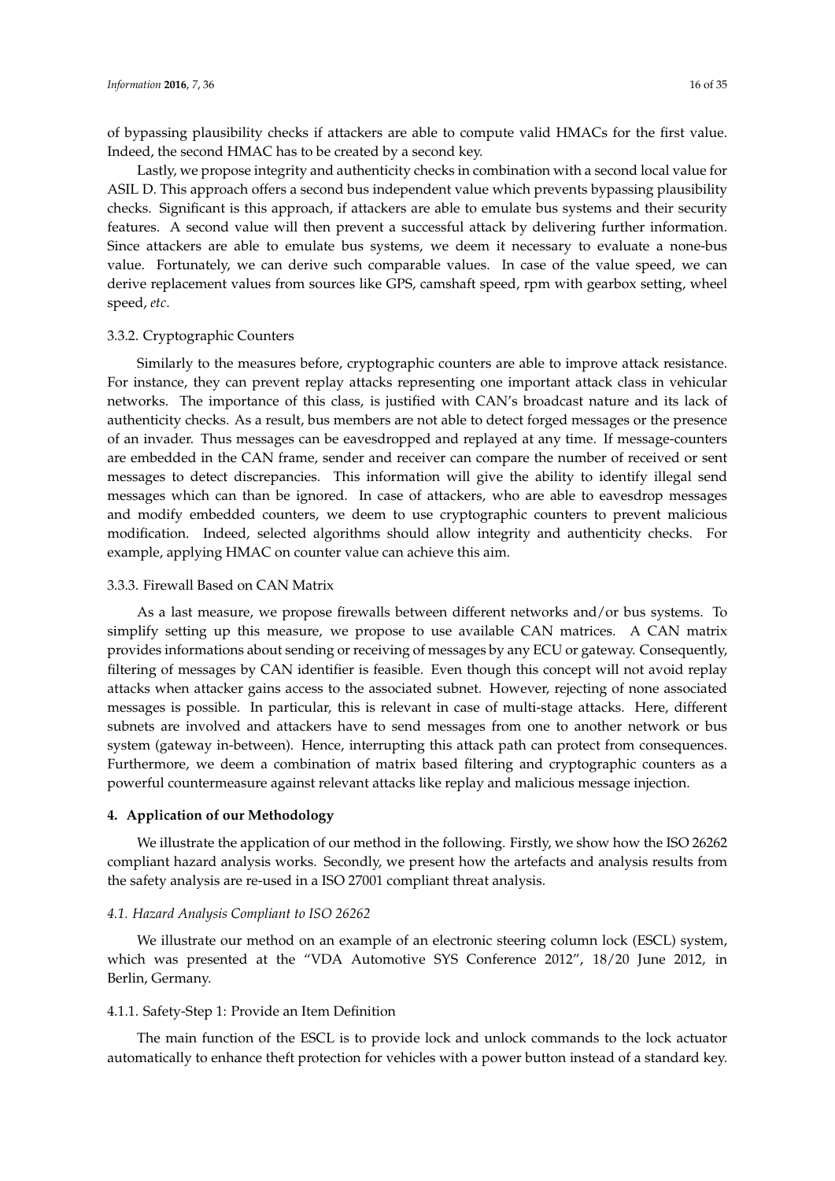of bypassing plausibility checks if attackers are able to compute valid HMACs for the first value. Indeed, the second HMAC has to be created by a second key.

Lastly, we propose integrity and authenticity checks in combination with a second local value for ASIL D. This approach offers a second bus independent value which prevents bypassing plausibility checks. Significant is this approach, if attackers are able to emulate bus systems and their security features. A second value will then prevent a successful attack by delivering further information. Since attackers are able to emulate bus systems, we deem it necessary to evaluate a none-bus value. Fortunately, we can derive such comparable values. In case of the value speed, we can derive replacement values from sources like GPS, camshaft speed, rpm with gearbox setting, wheel speed, *etc*.

#### 3.3.2. Cryptographic Counters

Similarly to the measures before, cryptographic counters are able to improve attack resistance. For instance, they can prevent replay attacks representing one important attack class in vehicular networks. The importance of this class, is justified with CAN's broadcast nature and its lack of authenticity checks. As a result, bus members are not able to detect forged messages or the presence of an invader. Thus messages can be eavesdropped and replayed at any time. If message-counters are embedded in the CAN frame, sender and receiver can compare the number of received or sent messages to detect discrepancies. This information will give the ability to identify illegal send messages which can than be ignored. In case of attackers, who are able to eavesdrop messages and modify embedded counters, we deem to use cryptographic counters to prevent malicious modification. Indeed, selected algorithms should allow integrity and authenticity checks. For example, applying HMAC on counter value can achieve this aim.

#### 3.3.3. Firewall Based on CAN Matrix

As a last measure, we propose firewalls between different networks and/or bus systems. To simplify setting up this measure, we propose to use available CAN matrices. A CAN matrix provides informations about sending or receiving of messages by any ECU or gateway. Consequently, filtering of messages by CAN identifier is feasible. Even though this concept will not avoid replay attacks when attacker gains access to the associated subnet. However, rejecting of none associated messages is possible. In particular, this is relevant in case of multi-stage attacks. Here, different subnets are involved and attackers have to send messages from one to another network or bus system (gateway in-between). Hence, interrupting this attack path can protect from consequences. Furthermore, we deem a combination of matrix based filtering and cryptographic counters as a powerful countermeasure against relevant attacks like replay and malicious message injection.

## 4. Application of our Methodology

We illustrate the application of our method in the following. Firstly, we show how the ISO 26262 compliant hazard analysis works. Secondly, we present how the artefacts and analysis results from the safety analysis are re-used in a ISO 27001 compliant threat analysis.

### *4.1. Hazard Analysis Compliant to ISO 26262*

We illustrate our method on an example of an electronic steering column lock (ESCL) system, which was presented at the "VDA Automotive SYS Conference 2012", 18/20 June 2012, in Berlin, Germany.

#### 4.1.1. Safety-Step 1: Provide an Item Definition

The main function of the ESCL is to provide lock and unlock commands to the lock actuator automatically to enhance theft protection for vehicles with a power button instead of a standard key.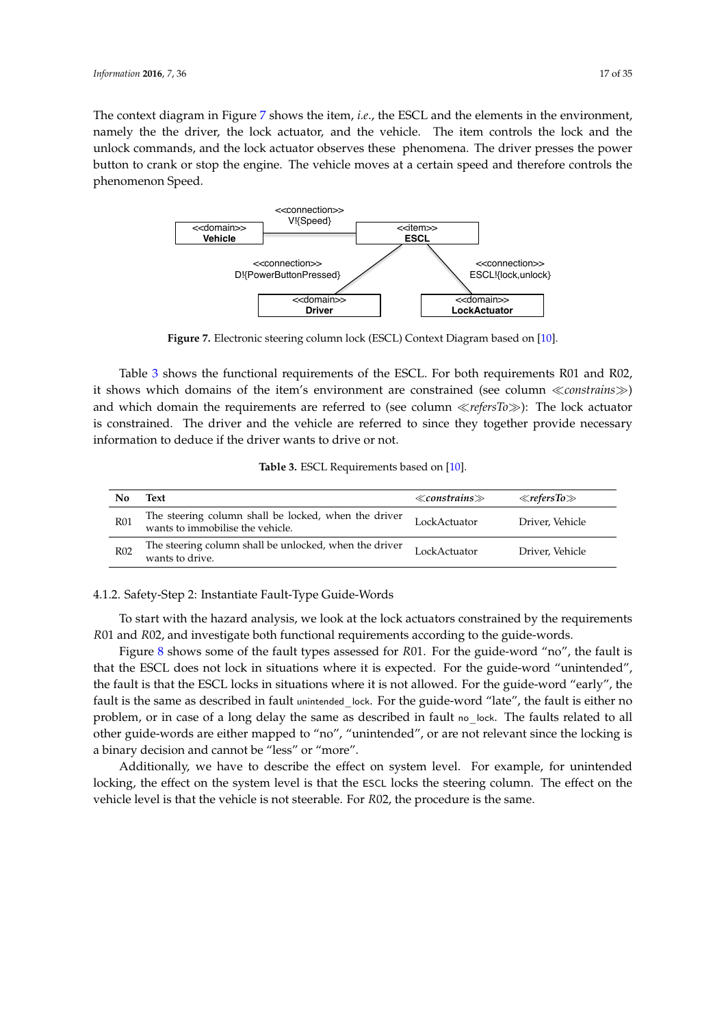The context diagram in Figure 7 shows the item, *i.e.*, the ESCL and the elements in the environment, namely the the driver, the lock actuator, and the vehicle. The item controls the lock and the unlock commands, and the lock actuator observes these phenomena. The driver presses the power button to crank or stop the engine. The vehicle moves at a certain speed and therefore controls the phenomenon Speed.

**Figure 7.** Electronic steering column lock (ESCL) Context Diagram based on [10].

Table 3 shows the functional requirements of the ESCL. For both requirements R01 and R02, it shows which domains of the item's environment are constrained (see column ≪*constrains*≫) and which domain the requirements are referred to (see column ≪*refersTo*≫): The lock actuator is constrained. The driver and the vehicle are referred to since they together provide necessary information to deduce if the driver wants to drive or not.

**Table 3.** ESCL Requirements based on [10].

| No | Text | ≪*constrains*≫ | ≪*refersTo*≫ |
|---|---|---|---|
| R01 | The steering column shall be locked, when the driver wants to immobilise the vehicle. | LockActuator | Driver, Vehicle |
| R02 | The steering column shall be unlocked, when the driver wants to drive. | LockActuator | Driver, Vehicle |

4.1.2. Safety-Step 2: Instantiate Fault-Type Guide-Words

To start with the hazard analysis, we look at the lock actuators constrained by the requirements *R*01 and *R*02, and investigate both functional requirements according to the guide-words.

Figure 8 shows some of the fault types assessed for *R*01. For the guide-word "no", the fault is that the ESCL does not lock in situations where it is expected. For the guide-word "unintended", the fault is that the ESCL locks in situations where it is not allowed. For the guide-word "early", the fault is the same as described in fault unintended_lock. For the guide-word "late", the fault is either no problem, or in case of a long delay the same as described in fault no_lock. The faults related to all other guide-words are either mapped to "no", "unintended", or are not relevant since the locking is a binary decision and cannot be "less" or "more".

Additionally, we have to describe the effect on system level. For example, for unintended locking, the effect on the system level is that the ESCL locks the steering column. The effect on the vehicle level is that the vehicle is not steerable. For *R*02, the procedure is the same.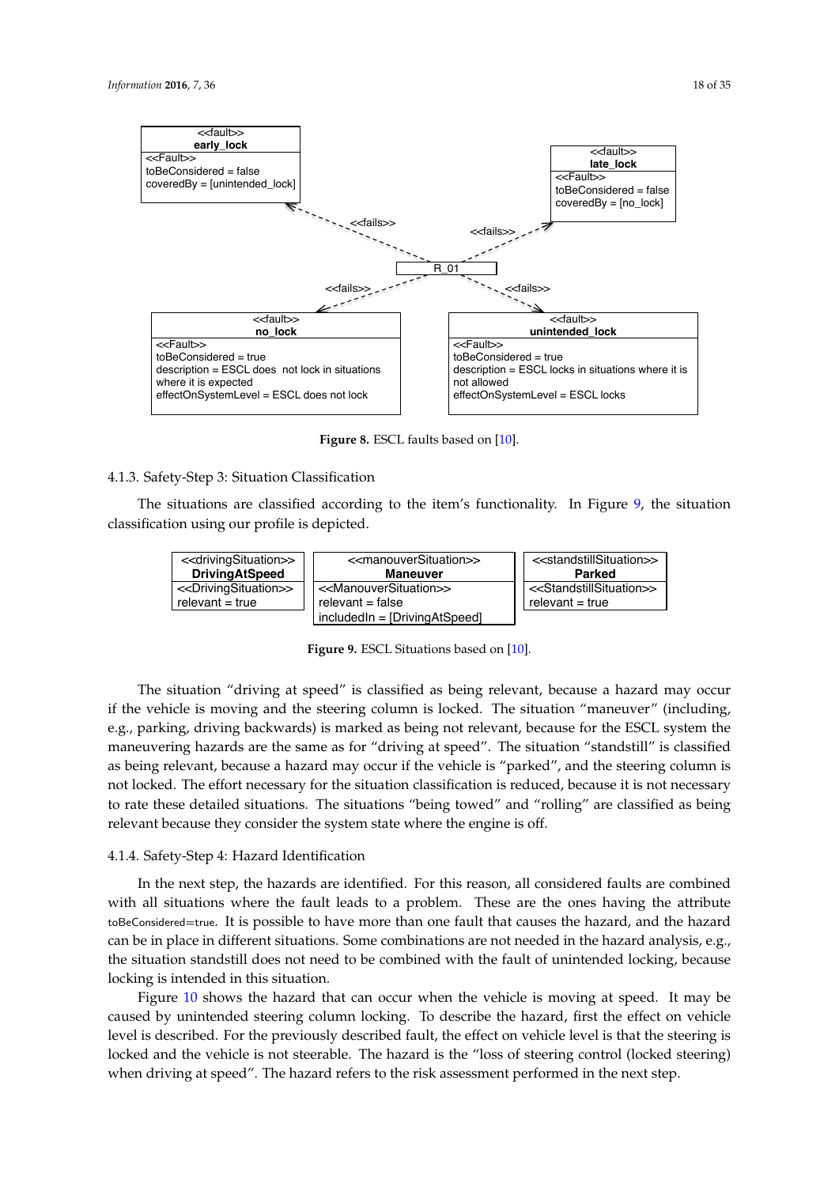| <<fault>> **early_lock** |
|---|
| <<Fault>> toBeConsidered = false coveredBy = [unintended_lock] |

| <<fault>> **late_lock** |
|---|
| <<Fault>> toBeConsidered = false coveredBy = [no_lock] |

R_01 <<fails>> early_lock, late_lock, no_lock, unintended_lock

| <<fault>> **no_lock** |
|---|
| <<Fault>> toBeConsidered = true description = ESCL does not lock in situations where it is expected effectOnSystemLevel = ESCL does not lock |

| <<fault>> **unintended_lock** |
|---|
| <<Fault>> toBeConsidered = true description = ESCL locks in situations where it is not allowed effectOnSystemLevel = ESCL locks |

**Figure 8.** ESCL faults based on [10].

### 4.1.3. Safety-Step 3: Situation Classification

The situations are classified according to the item's functionality. In Figure 9, the situation classification using our profile is depicted.

| <<drivingSituation>> **DrivingAtSpeed** | <<manouverSituation>> **Maneuver** | <<standstillSituation>> **Parked** |
|---|---|---|
| <<DrivingSituation>> relevant = true | <<ManouverSituation>> relevant = false includedIn = [DrivingAtSpeed] | <<StandstillSituation>> relevant = true |

**Figure 9.** ESCL Situations based on [10].

The situation "driving at speed" is classified as being relevant, because a hazard may occur if the vehicle is moving and the steering column is locked. The situation "maneuver" (including, e.g., parking, driving backwards) is marked as being not relevant, because for the ESCL system the maneuvering hazards are the same as for "driving at speed". The situation "standstill" is classified as being relevant, because a hazard may occur if the vehicle is "parked", and the steering column is not locked. The effort necessary for the situation classification is reduced, because it is not necessary to rate these detailed situations. The situations "being towed" and "rolling" are classified as being relevant because they consider the system state where the engine is off.

### 4.1.4. Safety-Step 4: Hazard Identification

In the next step, the hazards are identified. For this reason, all considered faults are combined with all situations where the fault leads to a problem. These are the ones having the attribute toBeConsidered=true. It is possible to have more than one fault that causes the hazard, and the hazard can be in place in different situations. Some combinations are not needed in the hazard analysis, e.g., the situation standstill does not need to be combined with the fault of unintended locking, because locking is intended in this situation.

Figure 10 shows the hazard that can occur when the vehicle is moving at speed. It may be caused by unintended steering column locking. To describe the hazard, first the effect on vehicle level is described. For the previously described fault, the effect on vehicle level is that the steering is locked and the vehicle is not steerable. The hazard is the "loss of steering control (locked steering) when driving at speed". The hazard refers to the risk assessment performed in the next step.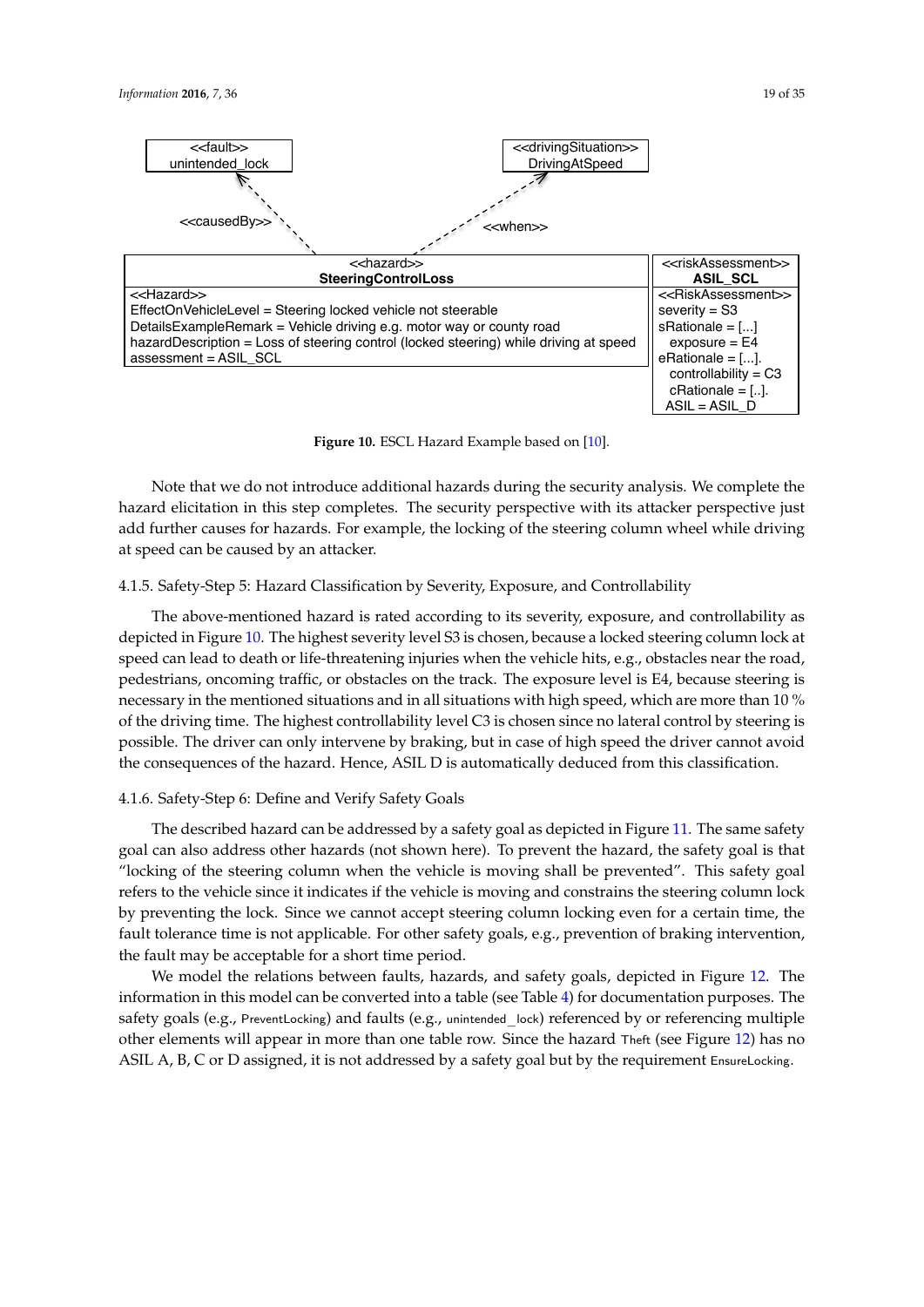<<fault>>
unintended_lock

<<drivingSituation>>
DrivingAtSpeed

<<causedBy>>

<<when>>

<<hazard>>
**SteeringControlLoss**

<<Hazard>>
EffectOnVehicleLevel = Steering locked vehicle not steerable
DetailsExampleRemark = Vehicle driving e.g. motor way or county road
hazardDescription = Loss of steering control (locked steering) while driving at speed
assessment = ASIL_SCL

<<riskAssessment>>
**ASIL_SCL**

<<RiskAssessment>>
severity = S3
sRationale = [...]
exposure = E4
eRationale = [...].
controllability = C3
cRationale = [..].
ASIL = ASIL_D

**Figure 10.** ESCL Hazard Example based on [10].

Note that we do not introduce additional hazards during the security analysis. We complete the hazard elicitation in this step completes. The security perspective with its attacker perspective just add further causes for hazards. For example, the locking of the steering column wheel while driving at speed can be caused by an attacker.

#### 4.1.5. Safety-Step 5: Hazard Classification by Severity, Exposure, and Controllability

The above-mentioned hazard is rated according to its severity, exposure, and controllability as depicted in Figure 10. The highest severity level S3 is chosen, because a locked steering column lock at speed can lead to death or life-threatening injuries when the vehicle hits, e.g., obstacles near the road, pedestrians, oncoming traffic, or obstacles on the track. The exposure level is E4, because steering is necessary in the mentioned situations and in all situations with high speed, which are more than 10 % of the driving time. The highest controllability level C3 is chosen since no lateral control by steering is possible. The driver can only intervene by braking, but in case of high speed the driver cannot avoid the consequences of the hazard. Hence, ASIL D is automatically deduced from this classification.

#### 4.1.6. Safety-Step 6: Define and Verify Safety Goals

The described hazard can be addressed by a safety goal as depicted in Figure 11. The same safety goal can also address other hazards (not shown here). To prevent the hazard, the safety goal is that "locking of the steering column when the vehicle is moving shall be prevented". This safety goal refers to the vehicle since it indicates if the vehicle is moving and constrains the steering column lock by preventing the lock. Since we cannot accept steering column locking even for a certain time, the fault tolerance time is not applicable. For other safety goals, e.g., prevention of braking intervention, the fault may be acceptable for a short time period.

We model the relations between faults, hazards, and safety goals, depicted in Figure 12. The information in this model can be converted into a table (see Table 4) for documentation purposes. The safety goals (e.g., PreventLocking) and faults (e.g., unintended_lock) referenced by or referencing multiple other elements will appear in more than one table row. Since the hazard Theft (see Figure 12) has no ASIL A, B, C or D assigned, it is not addressed by a safety goal but by the requirement EnsureLocking.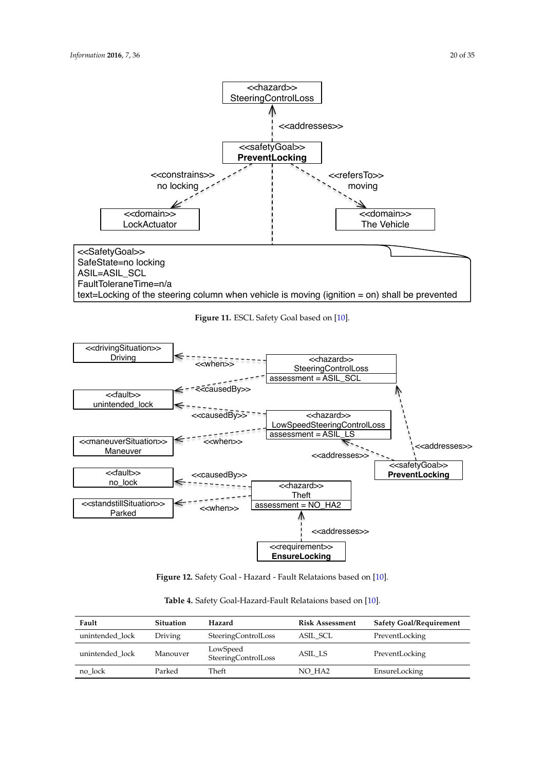**Figure 11.** ESCL Safety Goal based on [10].

**Figure 12.** Safety Goal - Hazard - Fault Relataions based on [10].

**Table 4.** Safety Goal-Hazard-Fault Relataions based on [10].

| Fault | Situation | Hazard | Risk Assessment | Safety Goal/Requirement |
|---|---|---|---|---|
| unintended_lock | Driving | SteeringControlLoss | ASIL_SCL | PreventLocking |
| unintended_lock | Manouver | LowSpeed SteeringControlLoss | ASIL_LS | PreventLocking |
| no_lock | Parked | Theft | NO_HA2 | EnsureLocking |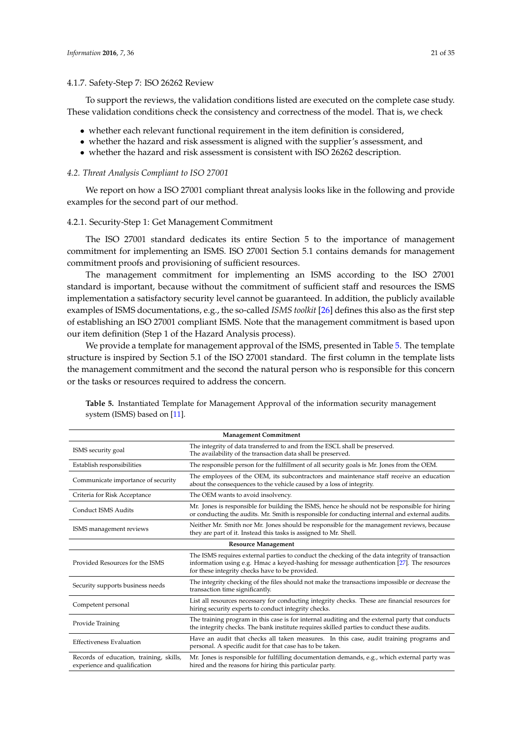#### 4.1.7. Safety-Step 7: ISO 26262 Review

To support the reviews, the validation conditions listed are executed on the complete case study. These validation conditions check the consistency and correctness of the model. That is, we check

- whether each relevant functional requirement in the item definition is considered,
- whether the hazard and risk assessment is aligned with the supplier's assessment, and
- whether the hazard and risk assessment is consistent with ISO 26262 description.

### *4.2. Threat Analysis Compliant to ISO 27001*

We report on how a ISO 27001 compliant threat analysis looks like in the following and provide examples for the second part of our method.

#### 4.2.1. Security-Step 1: Get Management Commitment

The ISO 27001 standard dedicates its entire Section 5 to the importance of management commitment for implementing an ISMS. ISO 27001 Section 5.1 contains demands for management commitment proofs and provisioning of sufficient resources.

The management commitment for implementing an ISMS according to the ISO 27001 standard is important, because without the commitment of sufficient staff and resources the ISMS implementation a satisfactory security level cannot be guaranteed. In addition, the publicly available examples of ISMS documentations, e.g., the so-called *ISMS toolkit* [26] defines this also as the first step of establishing an ISO 27001 compliant ISMS. Note that the management commitment is based upon our item definition (Step 1 of the Hazard Analysis process).

We provide a template for management approval of the ISMS, presented in Table 5. The template structure is inspired by Section 5.1 of the ISO 27001 standard. The first column in the template lists the management commitment and the second the natural person who is responsible for this concern or the tasks or resources required to address the concern.

**Table 5.** Instantiated Template for Management Approval of the information security management system (ISMS) based on [11].

| **Management Commitment** | |
|---|---|
| ISMS security goal | The integrity of data transferred to and from the ESCL shall be preserved. The availability of the transaction data shall be preserved. |
| Establish responsibilities | The responsible person for the fulfillment of all security goals is Mr. Jones from the OEM. |
| Communicate importance of security | The employees of the OEM, its subcontractors and maintenance staff receive an education about the consequences to the vehicle caused by a loss of integrity. |
| Criteria for Risk Acceptance | The OEM wants to avoid insolvency. |
| Conduct ISMS Audits | Mr. Jones is responsible for building the ISMS, hence he should not be responsible for hiring or conducting the audits. Mr. Smith is responsible for conducting internal and external audits. |
| ISMS management reviews | Neither Mr. Smith nor Mr. Jones should be responsible for the management reviews, because they are part of it. Instead this tasks is assigned to Mr. Shell. |
| **Resource Management** | |
| Provided Resources for the ISMS | The ISMS requires external parties to conduct the checking of the data integrity of transaction information using e.g. Hmac a keyed-hashing for message authentication [27]. The resources for these integrity checks have to be provided. |
| Security supports business needs | The integrity checking of the files should not make the transactions impossible or decrease the transaction time significantly. |
| Competent personal | List all resources necessary for conducting integrity checks. These are financial resources for hiring security experts to conduct integrity checks. |
| Provide Training | The training program in this case is for internal auditing and the external party that conducts the integrity checks. The bank institute requires skilled parties to conduct these audits. |
| Effectiveness Evaluation | Have an audit that checks all taken measures. In this case, audit training programs and personal. A specific audit for that case has to be taken. |
| Records of education, training, skills, experience and qualification | Mr. Jones is responsible for fulfilling documentation demands, e.g., which external party was hired and the reasons for hiring this particular party. |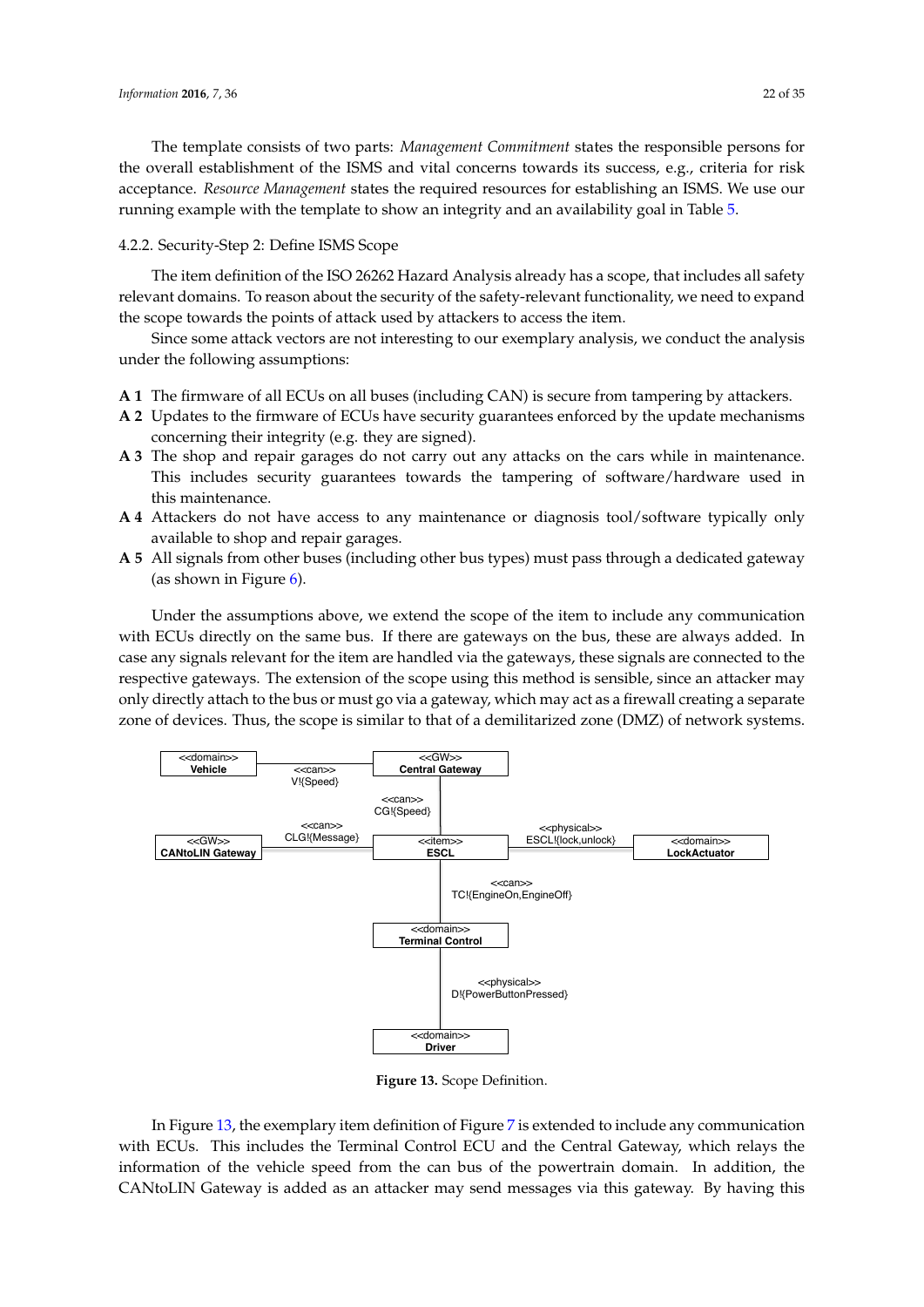The template consists of two parts: *Management Commitment* states the responsible persons for the overall establishment of the ISMS and vital concerns towards its success, e.g., criteria for risk acceptance. *Resource Management* states the required resources for establishing an ISMS. We use our running example with the template to show an integrity and an availability goal in Table 5.

#### 4.2.2. Security-Step 2: Define ISMS Scope

The item definition of the ISO 26262 Hazard Analysis already has a scope, that includes all safety relevant domains. To reason about the security of the safety-relevant functionality, we need to expand the scope towards the points of attack used by attackers to access the item.

Since some attack vectors are not interesting to our exemplary analysis, we conduct the analysis under the following assumptions:

- **A 1** The firmware of all ECUs on all buses (including CAN) is secure from tampering by attackers.
- **A 2** Updates to the firmware of ECUs have security guarantees enforced by the update mechanisms concerning their integrity (e.g. they are signed).
- **A 3** The shop and repair garages do not carry out any attacks on the cars while in maintenance. This includes security guarantees towards the tampering of software/hardware used in this maintenance.
- **A 4** Attackers do not have access to any maintenance or diagnosis tool/software typically only available to shop and repair garages.
- **A 5** All signals from other buses (including other bus types) must pass through a dedicated gateway (as shown in Figure 6).

Under the assumptions above, we extend the scope of the item to include any communication with ECUs directly on the same bus. If there are gateways on the bus, these are always added. In case any signals relevant for the item are handled via the gateways, these signals are connected to the respective gateways. The extension of the scope using this method is sensible, since an attacker may only directly attach to the bus or must go via a gateway, which may act as a firewall creating a separate zone of devices. Thus, the scope is similar to that of a demilitarized zone (DMZ) of network systems.

**Figure 13.** Scope Definition.

In Figure 13, the exemplary item definition of Figure 7 is extended to include any communication with ECUs. This includes the Terminal Control ECU and the Central Gateway, which relays the information of the vehicle speed from the can bus of the powertrain domain. In addition, the CANtoLIN Gateway is added as an attacker may send messages via this gateway. By having this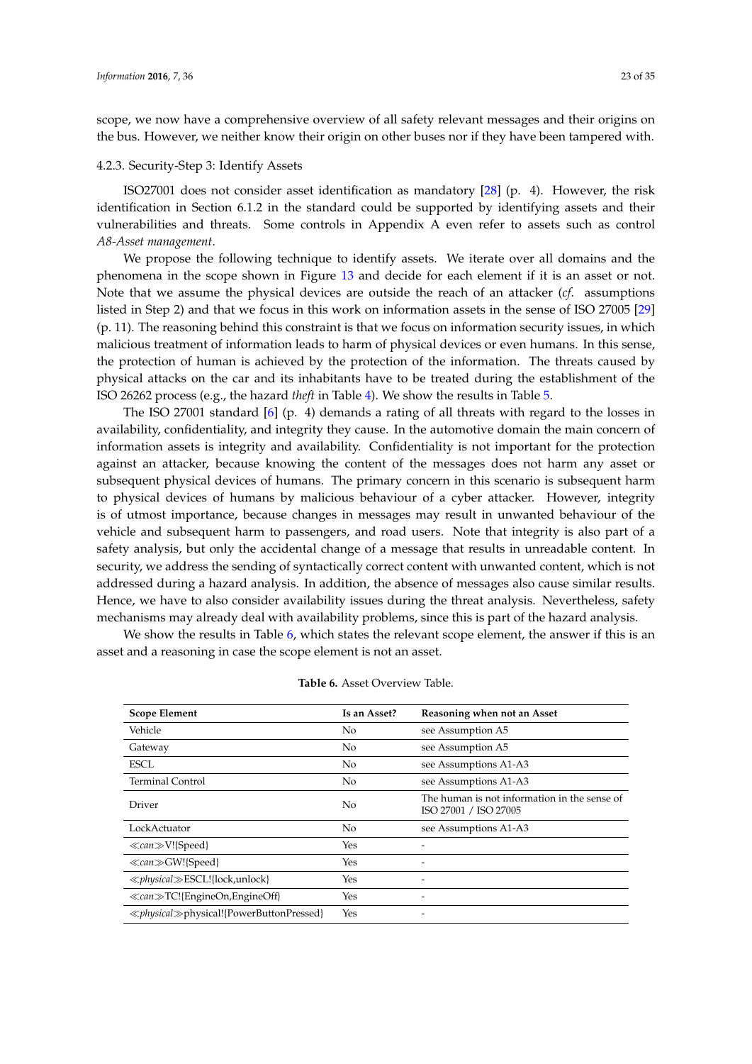scope, we now have a comprehensive overview of all safety relevant messages and their origins on the bus. However, we neither know their origin on other buses nor if they have been tampered with.

#### 4.2.3. Security-Step 3: Identify Assets

ISO27001 does not consider asset identification as mandatory [28] (p. 4). However, the risk identification in Section 6.1.2 in the standard could be supported by identifying assets and their vulnerabilities and threats. Some controls in Appendix A even refer to assets such as control *A8-Asset management*.

We propose the following technique to identify assets. We iterate over all domains and the phenomena in the scope shown in Figure 13 and decide for each element if it is an asset or not. Note that we assume the physical devices are outside the reach of an attacker (*cf.* assumptions listed in Step 2) and that we focus in this work on information assets in the sense of ISO 27005 [29] (p. 11). The reasoning behind this constraint is that we focus on information security issues, in which malicious treatment of information leads to harm of physical devices or even humans. In this sense, the protection of human is achieved by the protection of the information. The threats caused by physical attacks on the car and its inhabitants have to be treated during the establishment of the ISO 26262 process (e.g., the hazard *theft* in Table 4). We show the results in Table 5.

The ISO 27001 standard [6] (p. 4) demands a rating of all threats with regard to the losses in availability, confidentiality, and integrity they cause. In the automotive domain the main concern of information assets is integrity and availability. Confidentiality is not important for the protection against an attacker, because knowing the content of the messages does not harm any asset or subsequent physical devices of humans. The primary concern in this scenario is subsequent harm to physical devices of humans by malicious behaviour of a cyber attacker. However, integrity is of utmost importance, because changes in messages may result in unwanted behaviour of the vehicle and subsequent harm to passengers, and road users. Note that integrity is also part of a safety analysis, but only the accidental change of a message that results in unreadable content. In security, we address the sending of syntactically correct content with unwanted content, which is not addressed during a hazard analysis. In addition, the absence of messages also cause similar results. Hence, we have to also consider availability issues during the threat analysis. Nevertheless, safety mechanisms may already deal with availability problems, since this is part of the hazard analysis.

We show the results in Table 6, which states the relevant scope element, the answer if this is an asset and a reasoning in case the scope element is not an asset.

**Table 6.** Asset Overview Table.

| Scope Element | Is an Asset? | Reasoning when not an Asset |
|---|---|---|
| Vehicle | No | see Assumption A5 |
| Gateway | No | see Assumption A5 |
| ESCL | No | see Assumptions A1-A3 |
| Terminal Control | No | see Assumptions A1-A3 |
| Driver | No | The human is not information in the sense of ISO 27001 / ISO 27005 |
| LockActuator | No | see Assumptions A1-A3 |
| ≪*can*≫V!{Speed} | Yes | - |
| ≪*can*≫GW!{Speed} | Yes | - |
| ≪*physical*≫ESCL!{lock,unlock} | Yes | - |
| ≪*can*≫TC!{EngineOn,EngineOff} | Yes | - |
| ≪*physical*≫physical!{PowerButtonPressed} | Yes | - |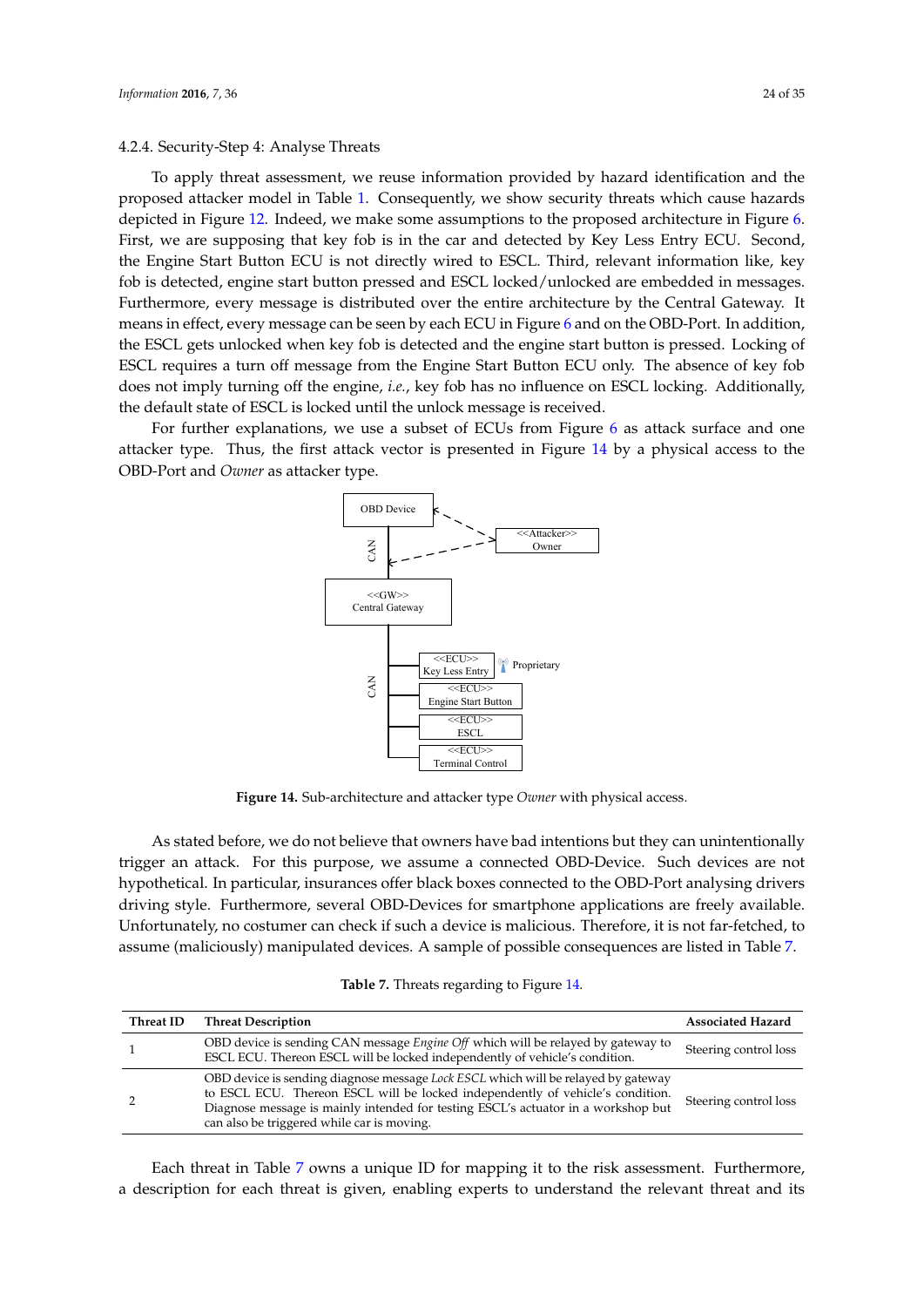#### 4.2.4. Security-Step 4: Analyse Threats

To apply threat assessment, we reuse information provided by hazard identification and the proposed attacker model in Table 1. Consequently, we show security threats which cause hazards depicted in Figure 12. Indeed, we make some assumptions to the proposed architecture in Figure 6. First, we are supposing that key fob is in the car and detected by Key Less Entry ECU. Second, the Engine Start Button ECU is not directly wired to ESCL. Third, relevant information like, key fob is detected, engine start button pressed and ESCL locked/unlocked are embedded in messages. Furthermore, every message is distributed over the entire architecture by the Central Gateway. It means in effect, every message can be seen by each ECU in Figure 6 and on the OBD-Port. In addition, the ESCL gets unlocked when key fob is detected and the engine start button is pressed. Locking of ESCL requires a turn off message from the Engine Start Button ECU only. The absence of key fob does not imply turning off the engine, *i.e.*, key fob has no influence on ESCL locking. Additionally, the default state of ESCL is locked until the unlock message is received.

For further explanations, we use a subset of ECUs from Figure 6 as attack surface and one attacker type. Thus, the first attack vector is presented in Figure 14 by a physical access to the OBD-Port and *Owner* as attacker type.

**Figure 14.** Sub-architecture and attacker type *Owner* with physical access.

As stated before, we do not believe that owners have bad intentions but they can unintentionally trigger an attack. For this purpose, we assume a connected OBD-Device. Such devices are not hypothetical. In particular, insurances offer black boxes connected to the OBD-Port analysing drivers driving style. Furthermore, several OBD-Devices for smartphone applications are freely available. Unfortunately, no costumer can check if such a device is malicious. Therefore, it is not far-fetched, to assume (maliciously) manipulated devices. A sample of possible consequences are listed in Table 7.

**Table 7.** Threats regarding to Figure 14.

| Threat ID | Threat Description | Associated Hazard |
|---|---|---|
| 1 | OBD device is sending CAN message *Engine Off* which will be relayed by gateway to ESCL ECU. Thereon ESCL will be locked independently of vehicle's condition. | Steering control loss |
| 2 | OBD device is sending diagnose message *Lock ESCL* which will be relayed by gateway to ESCL ECU. Thereon ESCL will be locked independently of vehicle's condition. Diagnose message is mainly intended for testing ESCL's actuator in a workshop but can also be triggered while car is moving. | Steering control loss |

Each threat in Table 7 owns a unique ID for mapping it to the risk assessment. Furthermore, a description for each threat is given, enabling experts to understand the relevant threat and its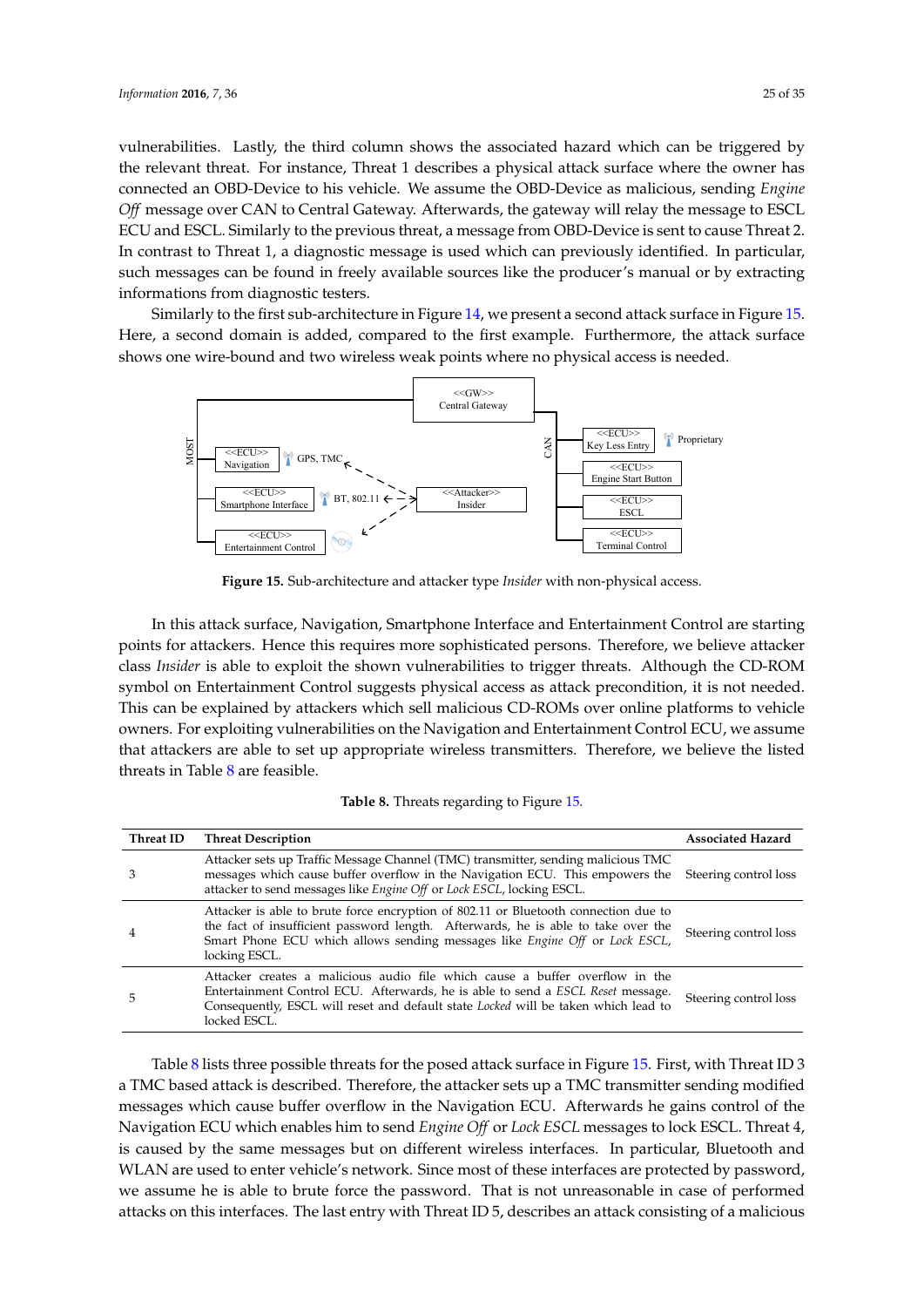vulnerabilities. Lastly, the third column shows the associated hazard which can be triggered by the relevant threat. For instance, Threat 1 describes a physical attack surface where the owner has connected an OBD-Device to his vehicle. We assume the OBD-Device as malicious, sending *Engine Off* message over CAN to Central Gateway. Afterwards, the gateway will relay the message to ESCL ECU and ESCL. Similarly to the previous threat, a message from OBD-Device is sent to cause Threat 2. In contrast to Threat 1, a diagnostic message is used which can previously identified. In particular, such messages can be found in freely available sources like the producer's manual or by extracting informations from diagnostic testers.

Similarly to the first sub-architecture in Figure 14, we present a second attack surface in Figure 15. Here, a second domain is added, compared to the first example. Furthermore, the attack surface shows one wire-bound and two wireless weak points where no physical access is needed.

**Figure 15.** Sub-architecture and attacker type *Insider* with non-physical access.

In this attack surface, Navigation, Smartphone Interface and Entertainment Control are starting points for attackers. Hence this requires more sophisticated persons. Therefore, we believe attacker class *Insider* is able to exploit the shown vulnerabilities to trigger threats. Although the CD-ROM symbol on Entertainment Control suggests physical access as attack precondition, it is not needed. This can be explained by attackers which sell malicious CD-ROMs over online platforms to vehicle owners. For exploiting vulnerabilities on the Navigation and Entertainment Control ECU, we assume that attackers are able to set up appropriate wireless transmitters. Therefore, we believe the listed threats in Table 8 are feasible.

**Table 8.** Threats regarding to Figure 15.

| Threat ID | Threat Description | Associated Hazard |
| --- | --- | --- |
| 3 | Attacker sets up Traffic Message Channel (TMC) transmitter, sending malicious TMC messages which cause buffer overflow in the Navigation ECU. This empowers the attacker to send messages like *Engine Off* or *Lock ESCL*, locking ESCL. | Steering control loss |
| 4 | Attacker is able to brute force encryption of 802.11 or Bluetooth connection due to the fact of insufficient password length. Afterwards, he is able to take over the Smart Phone ECU which allows sending messages like *Engine Off* or *Lock ESCL*, locking ESCL. | Steering control loss |
| 5 | Attacker creates a malicious audio file which cause a buffer overflow in the Entertainment Control ECU. Afterwards, he is able to send a *ESCL Reset* message. Consequently, ESCL will reset and default state *Locked* will be taken which lead to locked ESCL. | Steering control loss |

Table 8 lists three possible threats for the posed attack surface in Figure 15. First, with Threat ID 3 a TMC based attack is described. Therefore, the attacker sets up a TMC transmitter sending modified messages which cause buffer overflow in the Navigation ECU. Afterwards he gains control of the Navigation ECU which enables him to send *Engine Off* or *Lock ESCL* messages to lock ESCL. Threat 4, is caused by the same messages but on different wireless interfaces. In particular, Bluetooth and WLAN are used to enter vehicle's network. Since most of these interfaces are protected by password, we assume he is able to brute force the password. That is not unreasonable in case of performed attacks on this interfaces. The last entry with Threat ID 5, describes an attack consisting of a malicious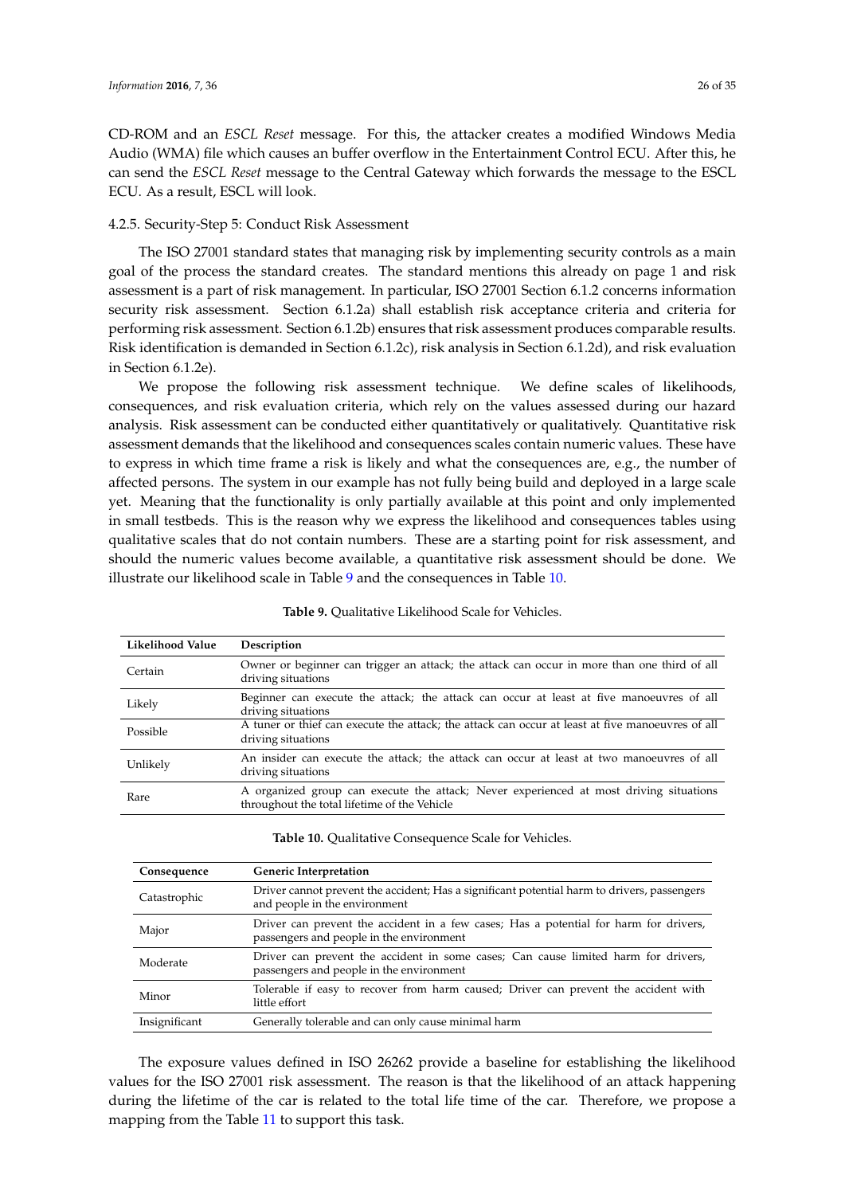CD-ROM and an *ESCL Reset* message. For this, the attacker creates a modified Windows Media Audio (WMA) file which causes an buffer overflow in the Entertainment Control ECU. After this, he can send the *ESCL Reset* message to the Central Gateway which forwards the message to the ESCL ECU. As a result, ESCL will look.

#### 4.2.5. Security-Step 5: Conduct Risk Assessment

The ISO 27001 standard states that managing risk by implementing security controls as a main goal of the process the standard creates. The standard mentions this already on page 1 and risk assessment is a part of risk management. In particular, ISO 27001 Section 6.1.2 concerns information security risk assessment. Section 6.1.2a) shall establish risk acceptance criteria and criteria for performing risk assessment. Section 6.1.2b) ensures that risk assessment produces comparable results. Risk identification is demanded in Section 6.1.2c), risk analysis in Section 6.1.2d), and risk evaluation in Section 6.1.2e).

We propose the following risk assessment technique. We define scales of likelihoods, consequences, and risk evaluation criteria, which rely on the values assessed during our hazard analysis. Risk assessment can be conducted either quantitatively or qualitatively. Quantitative risk assessment demands that the likelihood and consequences scales contain numeric values. These have to express in which time frame a risk is likely and what the consequences are, e.g., the number of affected persons. The system in our example has not fully being build and deployed in a large scale yet. Meaning that the functionality is only partially available at this point and only implemented in small testbeds. This is the reason why we express the likelihood and consequences tables using qualitative scales that do not contain numbers. These are a starting point for risk assessment, and should the numeric values become available, a quantitative risk assessment should be done. We illustrate our likelihood scale in Table 9 and the consequences in Table 10.

**Table 9.** Qualitative Likelihood Scale for Vehicles.

| Likelihood Value | Description |
| --- | --- |
| Certain | Owner or beginner can trigger an attack; the attack can occur in more than one third of all driving situations |
| Likely | Beginner can execute the attack; the attack can occur at least at five manoeuvres of all driving situations |
| Possible | A tuner or thief can execute the attack; the attack can occur at least at five manoeuvres of all driving situations |
| Unlikely | An insider can execute the attack; the attack can occur at least at two manoeuvres of all driving situations |
| Rare | A organized group can execute the attack; Never experienced at most driving situations throughout the total lifetime of the Vehicle |

**Table 10.** Qualitative Consequence Scale for Vehicles.

| Consequence | Generic Interpretation |
| --- | --- |
| Catastrophic | Driver cannot prevent the accident; Has a significant potential harm to drivers, passengers and people in the environment |
| Major | Driver can prevent the accident in a few cases; Has a potential for harm for drivers, passengers and people in the environment |
| Moderate | Driver can prevent the accident in some cases; Can cause limited harm for drivers, passengers and people in the environment |
| Minor | Tolerable if easy to recover from harm caused; Driver can prevent the accident with little effort |
| Insignificant | Generally tolerable and can only cause minimal harm |

The exposure values defined in ISO 26262 provide a baseline for establishing the likelihood values for the ISO 27001 risk assessment. The reason is that the likelihood of an attack happening during the lifetime of the car is related to the total life time of the car. Therefore, we propose a mapping from the Table 11 to support this task.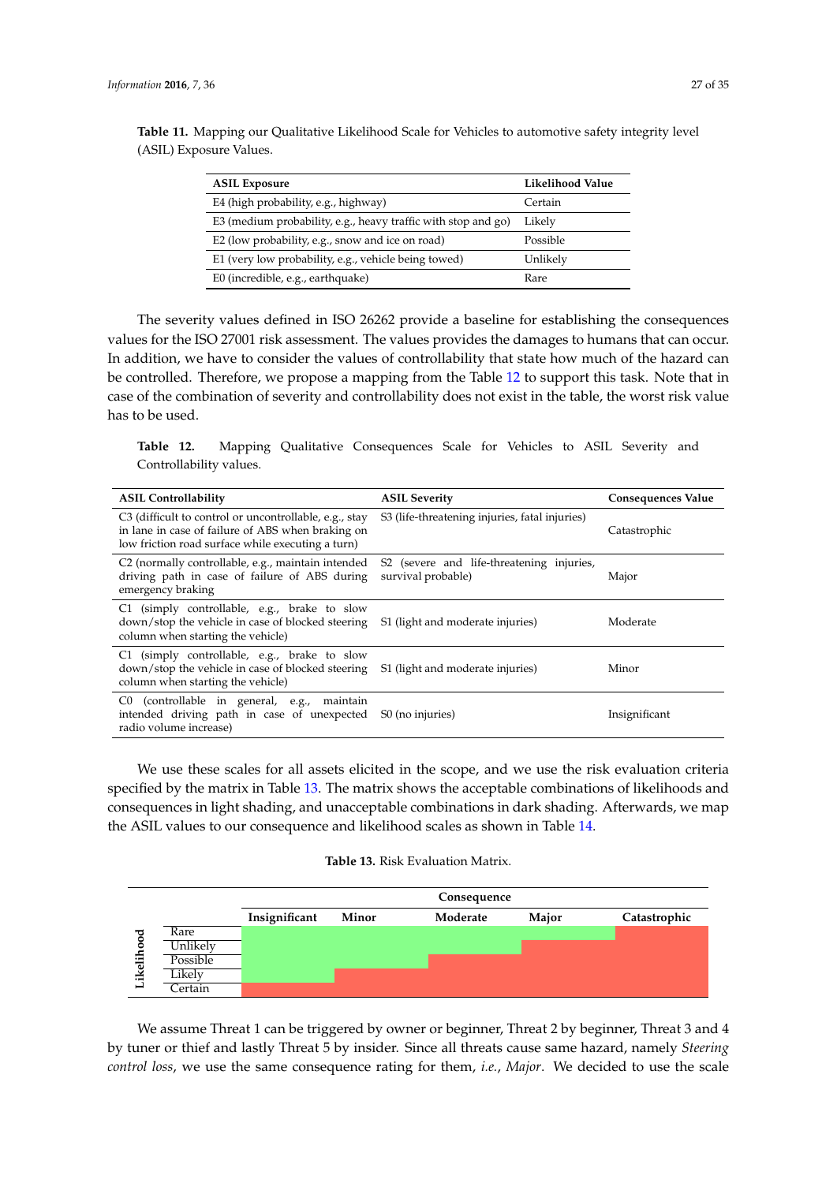**Table 11.** Mapping our Qualitative Likelihood Scale for Vehicles to automotive safety integrity level (ASIL) Exposure Values.

| ASIL Exposure | Likelihood Value |
|---|---|
| E4 (high probability, e.g., highway) | Certain |
| E3 (medium probability, e.g., heavy traffic with stop and go) | Likely |
| E2 (low probability, e.g., snow and ice on road) | Possible |
| E1 (very low probability, e.g., vehicle being towed) | Unlikely |
| E0 (incredible, e.g., earthquake) | Rare |

The severity values defined in ISO 26262 provide a baseline for establishing the consequences values for the ISO 27001 risk assessment. The values provides the damages to humans that can occur. In addition, we have to consider the values of controllability that state how much of the hazard can be controlled. Therefore, we propose a mapping from the Table 12 to support this task. Note that in case of the combination of severity and controllability does not exist in the table, the worst risk value has to be used.

**Table 12.** Mapping Qualitative Consequences Scale for Vehicles to ASIL Severity and Controllability values.

| ASIL Controllability | ASIL Severity | Consequences Value |
|---|---|---|
| C3 (difficult to control or uncontrollable, e.g., stay in lane in case of failure of ABS when braking on low friction road surface while executing a turn) | S3 (life-threatening injuries, fatal injuries) | Catastrophic |
| C2 (normally controllable, e.g., maintain intended driving path in case of failure of ABS during emergency braking | S2 (severe and life-threatening injuries, survival probable) | Major |
| C1 (simply controllable, e.g., brake to slow down/stop the vehicle in case of blocked steering column when starting the vehicle) | S1 (light and moderate injuries) | Moderate |
| C1 (simply controllable, e.g., brake to slow down/stop the vehicle in case of blocked steering column when starting the vehicle) | S1 (light and moderate injuries) | Minor |
| C0 (controllable in general, e.g., maintain intended driving path in case of unexpected radio volume increase) | S0 (no injuries) | Insignificant |

We use these scales for all assets elicited in the scope, and we use the risk evaluation criteria specified by the matrix in Table 13. The matrix shows the acceptable combinations of likelihoods and consequences in light shading, and unacceptable combinations in dark shading. Afterwards, we map the ASIL values to our consequence and likelihood scales as shown in Table 14.

**Table 13.** Risk Evaluation Matrix.

| Likelihood \ Consequence | Insignificant | Minor | Moderate | Major | Catastrophic |
|---|---|---|---|---|---|
| Rare | Acceptable (light) | Acceptable (light) | Acceptable (light) | Acceptable (light) | Unacceptable (dark) |
| Unlikely | Acceptable (light) | Acceptable (light) | Acceptable (light) | Unacceptable (dark) | Unacceptable (dark) |
| Possible | Acceptable (light) | Acceptable (light) | Unacceptable (dark) | Unacceptable (dark) | Unacceptable (dark) |
| Likely | Acceptable (light) | Unacceptable (dark) | Unacceptable (dark) | Unacceptable (dark) | Unacceptable (dark) |
| Certain | Unacceptable (dark) | Unacceptable (dark) | Unacceptable (dark) | Unacceptable (dark) | Unacceptable (dark) |

We assume Threat 1 can be triggered by owner or beginner, Threat 2 by beginner, Threat 3 and 4 by tuner or thief and lastly Threat 5 by insider. Since all threats cause same hazard, namely *Steering control loss*, we use the same consequence rating for them, *i.e.*, *Major*. We decided to use the scale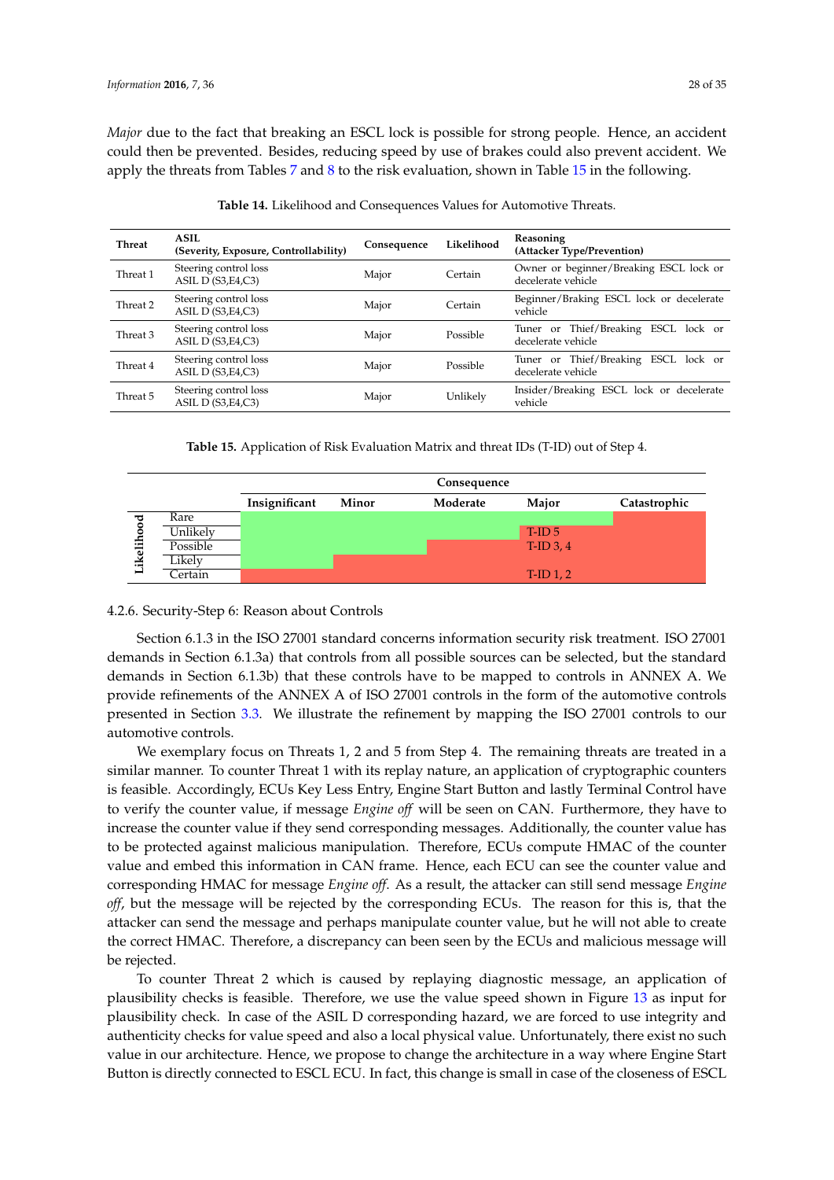*Major* due to the fact that breaking an ESCL lock is possible for strong people. Hence, an accident could then be prevented. Besides, reducing speed by use of brakes could also prevent accident. We apply the threats from Tables 7 and 8 to the risk evaluation, shown in Table 15 in the following.

**Table 14.** Likelihood and Consequences Values for Automotive Threats.

| Threat | ASIL (Severity, Exposure, Controllability) | Consequence | Likelihood | Reasoning (Attacker Type/Prevention) |
|---|---|---|---|---|
| Threat 1 | Steering control loss ASIL D (S3,E4,C3) | Major | Certain | Owner or beginner/Breaking ESCL lock or decelerate vehicle |
| Threat 2 | Steering control loss ASIL D (S3,E4,C3) | Major | Certain | Beginner/Braking ESCL lock or decelerate vehicle |
| Threat 3 | Steering control loss ASIL D (S3,E4,C3) | Major | Possible | Tuner or Thief/Breaking ESCL lock or decelerate vehicle |
| Threat 4 | Steering control loss ASIL D (S3,E4,C3) | Major | Possible | Tuner or Thief/Breaking ESCL lock or decelerate vehicle |
| Threat 5 | Steering control loss ASIL D (S3,E4,C3) | Major | Unlikely | Insider/Breaking ESCL lock or decelerate vehicle |

**Table 15.** Application of Risk Evaluation Matrix and threat IDs (T-ID) out of Step 4.

| | | Consequence | | | | |
|---|---|---|---|---|---|---|
| | | Insignificant | Minor | Moderate | Major | Catastrophic |
| Likelihood | Rare | | | | | |
| | Unlikely | | | | T-ID 5 | |
| | Possible | | | | T-ID 3, 4 | |
| | Likely | | | | | |
| | Certain | | | | T-ID 1, 2 | |

4.2.6. Security-Step 6: Reason about Controls

Section 6.1.3 in the ISO 27001 standard concerns information security risk treatment. ISO 27001 demands in Section 6.1.3a) that controls from all possible sources can be selected, but the standard demands in Section 6.1.3b) that these controls have to be mapped to controls in ANNEX A. We provide refinements of the ANNEX A of ISO 27001 controls in the form of the automotive controls presented in Section 3.3. We illustrate the refinement by mapping the ISO 27001 controls to our automotive controls.

We exemplary focus on Threats 1, 2 and 5 from Step 4. The remaining threats are treated in a similar manner. To counter Threat 1 with its replay nature, an application of cryptographic counters is feasible. Accordingly, ECUs Key Less Entry, Engine Start Button and lastly Terminal Control have to verify the counter value, if message *Engine off* will be seen on CAN. Furthermore, they have to increase the counter value if they send corresponding messages. Additionally, the counter value has to be protected against malicious manipulation. Therefore, ECUs compute HMAC of the counter value and embed this information in CAN frame. Hence, each ECU can see the counter value and corresponding HMAC for message *Engine off*. As a result, the attacker can still send message *Engine off*, but the message will be rejected by the corresponding ECUs. The reason for this is, that the attacker can send the message and perhaps manipulate counter value, but he will not able to create the correct HMAC. Therefore, a discrepancy can been seen by the ECUs and malicious message will be rejected.

To counter Threat 2 which is caused by replaying diagnostic message, an application of plausibility checks is feasible. Therefore, we use the value speed shown in Figure 13 as input for plausibility check. In case of the ASIL D corresponding hazard, we are forced to use integrity and authenticity checks for value speed and also a local physical value. Unfortunately, there exist no such value in our architecture. Hence, we propose to change the architecture in a way where Engine Start Button is directly connected to ESCL ECU. In fact, this change is small in case of the closeness of ESCL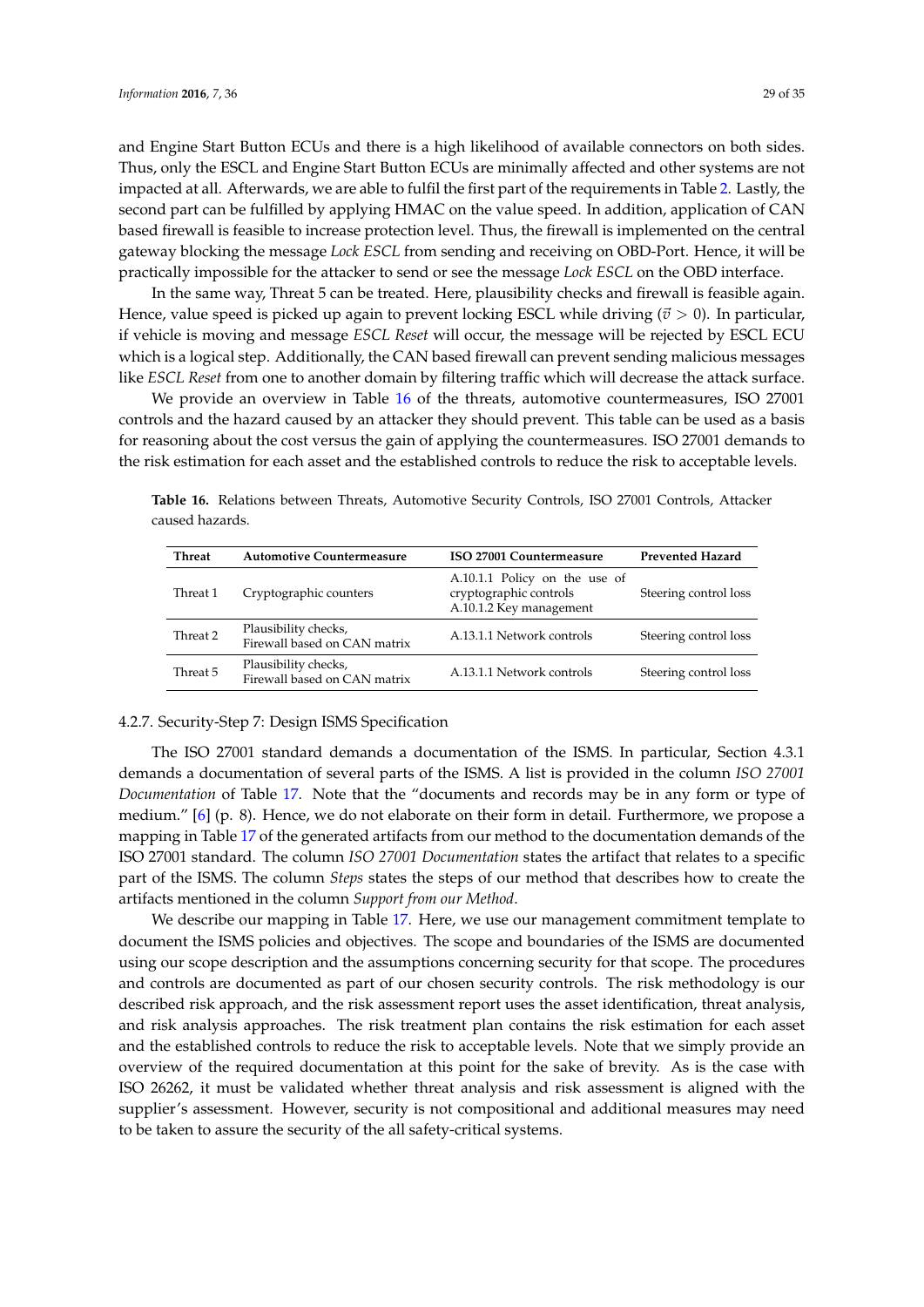and Engine Start Button ECUs and there is a high likelihood of available connectors on both sides. Thus, only the ESCL and Engine Start Button ECUs are minimally affected and other systems are not impacted at all. Afterwards, we are able to fulfil the first part of the requirements in Table 2. Lastly, the second part can be fulfilled by applying HMAC on the value speed. In addition, application of CAN based firewall is feasible to increase protection level. Thus, the firewall is implemented on the central gateway blocking the message *Lock ESCL* from sending and receiving on OBD-Port. Hence, it will be practically impossible for the attacker to send or see the message *Lock ESCL* on the OBD interface.

In the same way, Threat 5 can be treated. Here, plausibility checks and firewall is feasible again. Hence, value speed is picked up again to prevent locking ESCL while driving ($\vec{v} > 0$). In particular, if vehicle is moving and message *ESCL Reset* will occur, the message will be rejected by ESCL ECU which is a logical step. Additionally, the CAN based firewall can prevent sending malicious messages like *ESCL Reset* from one to another domain by filtering traffic which will decrease the attack surface.

We provide an overview in Table 16 of the threats, automotive countermeasures, ISO 27001 controls and the hazard caused by an attacker they should prevent. This table can be used as a basis for reasoning about the cost versus the gain of applying the countermeasures. ISO 27001 demands to the risk estimation for each asset and the established controls to reduce the risk to acceptable levels.

**Table 16.** Relations between Threats, Automotive Security Controls, ISO 27001 Controls, Attacker caused hazards.

| Threat | Automotive Countermeasure | ISO 27001 Countermeasure | Prevented Hazard |
|---|---|---|---|
| Threat 1 | Cryptographic counters | A.10.1.1 Policy on the use of cryptographic controls A.10.1.2 Key management | Steering control loss |
| Threat 2 | Plausibility checks, Firewall based on CAN matrix | A.13.1.1 Network controls | Steering control loss |
| Threat 5 | Plausibility checks, Firewall based on CAN matrix | A.13.1.1 Network controls | Steering control loss |

#### 4.2.7. Security-Step 7: Design ISMS Specification

The ISO 27001 standard demands a documentation of the ISMS. In particular, Section 4.3.1 demands a documentation of several parts of the ISMS. A list is provided in the column *ISO 27001 Documentation* of Table 17. Note that the "documents and records may be in any form or type of medium." [6] (p. 8). Hence, we do not elaborate on their form in detail. Furthermore, we propose a mapping in Table 17 of the generated artifacts from our method to the documentation demands of the ISO 27001 standard. The column *ISO 27001 Documentation* states the artifact that relates to a specific part of the ISMS. The column *Steps* states the steps of our method that describes how to create the artifacts mentioned in the column *Support from our Method*.

We describe our mapping in Table 17. Here, we use our management commitment template to document the ISMS policies and objectives. The scope and boundaries of the ISMS are documented using our scope description and the assumptions concerning security for that scope. The procedures and controls are documented as part of our chosen security controls. The risk methodology is our described risk approach, and the risk assessment report uses the asset identification, threat analysis, and risk analysis approaches. The risk treatment plan contains the risk estimation for each asset and the established controls to reduce the risk to acceptable levels. Note that we simply provide an overview of the required documentation at this point for the sake of brevity. As is the case with ISO 26262, it must be validated whether threat analysis and risk assessment is aligned with the supplier's assessment. However, security is not compositional and additional measures may need to be taken to assure the security of the all safety-critical systems.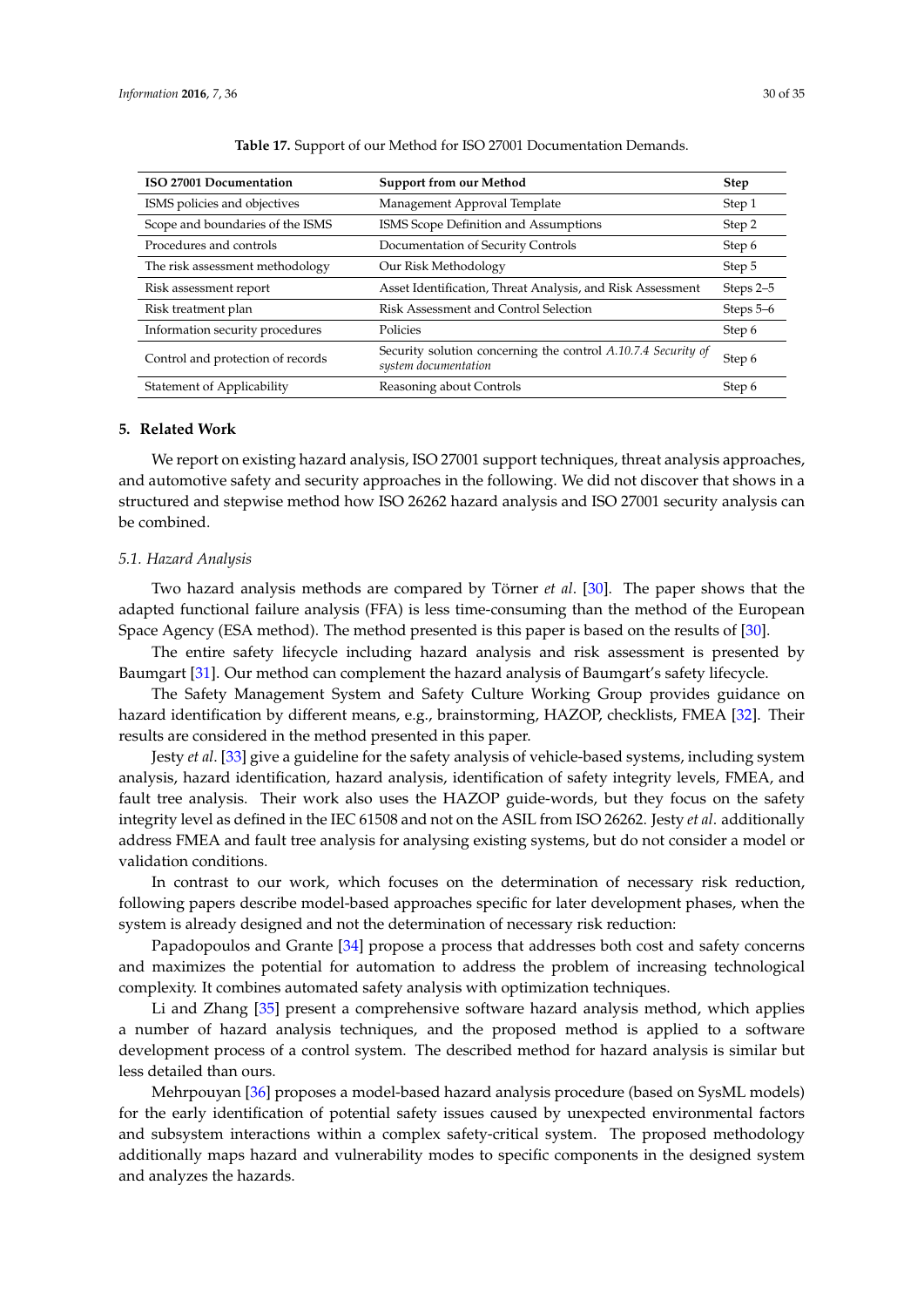**Table 17.** Support of our Method for ISO 27001 Documentation Demands.

| ISO 27001 Documentation | Support from our Method | Step |
|---|---|---|
| ISMS policies and objectives | Management Approval Template | Step 1 |
| Scope and boundaries of the ISMS | ISMS Scope Definition and Assumptions | Step 2 |
| Procedures and controls | Documentation of Security Controls | Step 6 |
| The risk assessment methodology | Our Risk Methodology | Step 5 |
| Risk assessment report | Asset Identification, Threat Analysis, and Risk Assessment | Steps 2–5 |
| Risk treatment plan | Risk Assessment and Control Selection | Steps 5–6 |
| Information security procedures | Policies | Step 6 |
| Control and protection of records | Security solution concerning the control *A.10.7.4 Security of system documentation* | Step 6 |
| Statement of Applicability | Reasoning about Controls | Step 6 |

## 5. Related Work

We report on existing hazard analysis, ISO 27001 support techniques, threat analysis approaches, and automotive safety and security approaches in the following. We did not discover that shows in a structured and stepwise method how ISO 26262 hazard analysis and ISO 27001 security analysis can be combined.

### 5.1. Hazard Analysis

Two hazard analysis methods are compared by Törner *et al*. [30]. The paper shows that the adapted functional failure analysis (FFA) is less time-consuming than the method of the European Space Agency (ESA method). The method presented is this paper is based on the results of [30].

The entire safety lifecycle including hazard analysis and risk assessment is presented by Baumgart [31]. Our method can complement the hazard analysis of Baumgart's safety lifecycle.

The Safety Management System and Safety Culture Working Group provides guidance on hazard identification by different means, e.g., brainstorming, HAZOP, checklists, FMEA [32]. Their results are considered in the method presented in this paper.

Jesty *et al*. [33] give a guideline for the safety analysis of vehicle-based systems, including system analysis, hazard identification, hazard analysis, identification of safety integrity levels, FMEA, and fault tree analysis. Their work also uses the HAZOP guide-words, but they focus on the safety integrity level as defined in the IEC 61508 and not on the ASIL from ISO 26262. Jesty *et al*. additionally address FMEA and fault tree analysis for analysing existing systems, but do not consider a model or validation conditions.

In contrast to our work, which focuses on the determination of necessary risk reduction, following papers describe model-based approaches specific for later development phases, when the system is already designed and not the determination of necessary risk reduction:

Papadopoulos and Grante [34] propose a process that addresses both cost and safety concerns and maximizes the potential for automation to address the problem of increasing technological complexity. It combines automated safety analysis with optimization techniques.

Li and Zhang [35] present a comprehensive software hazard analysis method, which applies a number of hazard analysis techniques, and the proposed method is applied to a software development process of a control system. The described method for hazard analysis is similar but less detailed than ours.

Mehrpouyan [36] proposes a model-based hazard analysis procedure (based on SysML models) for the early identification of potential safety issues caused by unexpected environmental factors and subsystem interactions within a complex safety-critical system. The proposed methodology additionally maps hazard and vulnerability modes to specific components in the designed system and analyzes the hazards.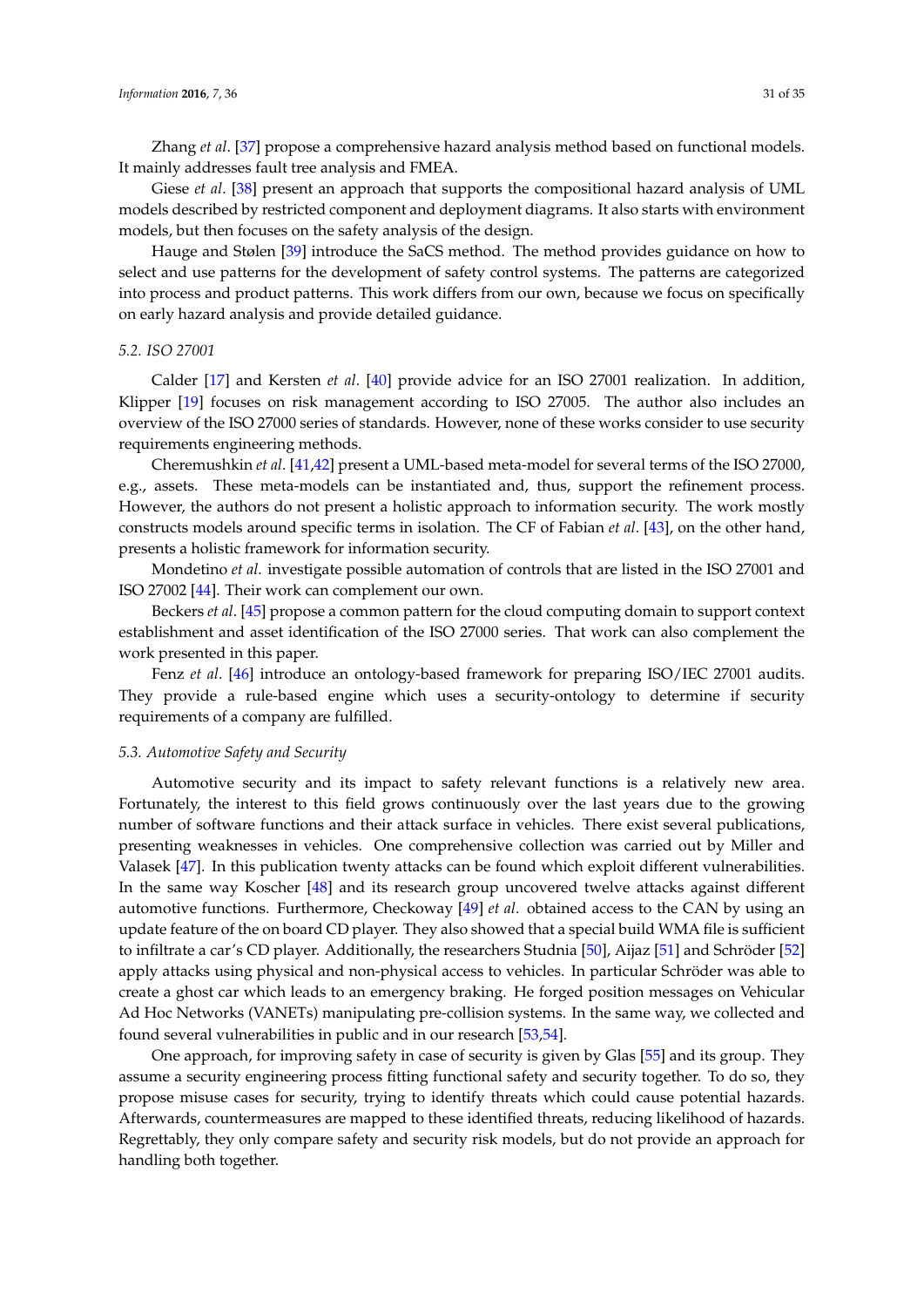Zhang *et al*. [37] propose a comprehensive hazard analysis method based on functional models. It mainly addresses fault tree analysis and FMEA.

Giese *et al*. [38] present an approach that supports the compositional hazard analysis of UML models described by restricted component and deployment diagrams. It also starts with environment models, but then focuses on the safety analysis of the design.

Hauge and Stølen [39] introduce the SaCS method. The method provides guidance on how to select and use patterns for the development of safety control systems. The patterns are categorized into process and product patterns. This work differs from our own, because we focus on specifically on early hazard analysis and provide detailed guidance.

### 5.2. ISO 27001

Calder [17] and Kersten *et al*. [40] provide advice for an ISO 27001 realization. In addition, Klipper [19] focuses on risk management according to ISO 27005. The author also includes an overview of the ISO 27000 series of standards. However, none of these works consider to use security requirements engineering methods.

Cheremushkin *et al*. [41,42] present a UML-based meta-model for several terms of the ISO 27000, e.g., assets. These meta-models can be instantiated and, thus, support the refinement process. However, the authors do not present a holistic approach to information security. The work mostly constructs models around specific terms in isolation. The CF of Fabian *et al*. [43], on the other hand, presents a holistic framework for information security.

Mondetino *et al*. investigate possible automation of controls that are listed in the ISO 27001 and ISO 27002 [44]. Their work can complement our own.

Beckers *et al*. [45] propose a common pattern for the cloud computing domain to support context establishment and asset identification of the ISO 27000 series. That work can also complement the work presented in this paper.

Fenz *et al*. [46] introduce an ontology-based framework for preparing ISO/IEC 27001 audits. They provide a rule-based engine which uses a security-ontology to determine if security requirements of a company are fulfilled.

### 5.3. Automotive Safety and Security

Automotive security and its impact to safety relevant functions is a relatively new area. Fortunately, the interest to this field grows continuously over the last years due to the growing number of software functions and their attack surface in vehicles. There exist several publications, presenting weaknesses in vehicles. One comprehensive collection was carried out by Miller and Valasek [47]. In this publication twenty attacks can be found which exploit different vulnerabilities. In the same way Koscher [48] and its research group uncovered twelve attacks against different automotive functions. Furthermore, Checkoway [49] *et al*. obtained access to the CAN by using an update feature of the on board CD player. They also showed that a special build WMA file is sufficient to infiltrate a car's CD player. Additionally, the researchers Studnia [50], Aijaz [51] and Schröder [52] apply attacks using physical and non-physical access to vehicles. In particular Schröder was able to create a ghost car which leads to an emergency braking. He forged position messages on Vehicular Ad Hoc Networks (VANETs) manipulating pre-collision systems. In the same way, we collected and found several vulnerabilities in public and in our research [53,54].

One approach, for improving safety in case of security is given by Glas [55] and its group. They assume a security engineering process fitting functional safety and security together. To do so, they propose misuse cases for security, trying to identify threats which could cause potential hazards. Afterwards, countermeasures are mapped to these identified threats, reducing likelihood of hazards. Regrettably, they only compare safety and security risk models, but do not provide an approach for handling both together.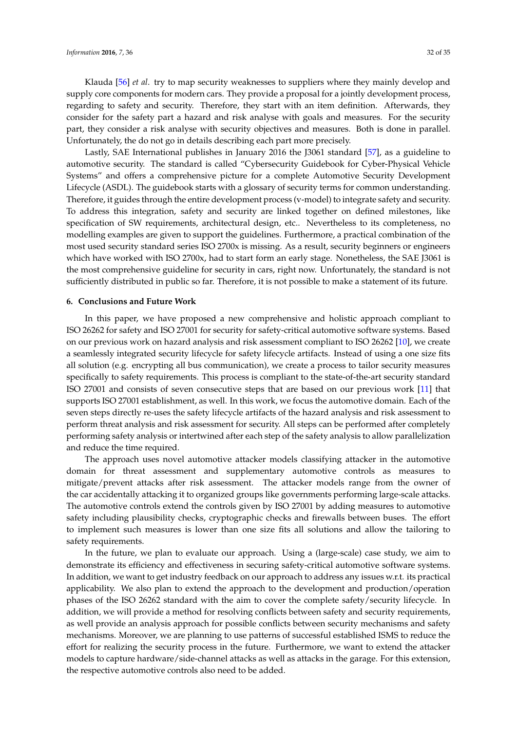Klauda [56] *et al*. try to map security weaknesses to suppliers where they mainly develop and supply core components for modern cars. They provide a proposal for a jointly development process, regarding to safety and security. Therefore, they start with an item definition. Afterwards, they consider for the safety part a hazard and risk analyse with goals and measures. For the security part, they consider a risk analyse with security objectives and measures. Both is done in parallel. Unfortunately, the do not go in details describing each part more precisely.

Lastly, SAE International publishes in January 2016 the J3061 standard [57], as a guideline to automotive security. The standard is called "Cybersecurity Guidebook for Cyber-Physical Vehicle Systems" and offers a comprehensive picture for a complete Automotive Security Development Lifecycle (ASDL). The guidebook starts with a glossary of security terms for common understanding. Therefore, it guides through the entire development process (v-model) to integrate safety and security. To address this integration, safety and security are linked together on defined milestones, like specification of SW requirements, architectural design, etc.. Nevertheless to its completeness, no modelling examples are given to support the guidelines. Furthermore, a practical combination of the most used security standard series ISO 2700x is missing. As a result, security beginners or engineers which have worked with ISO 2700x, had to start form an early stage. Nonetheless, the SAE J3061 is the most comprehensive guideline for security in cars, right now. Unfortunately, the standard is not sufficiently distributed in public so far. Therefore, it is not possible to make a statement of its future.

## 6. Conclusions and Future Work

In this paper, we have proposed a new comprehensive and holistic approach compliant to ISO 26262 for safety and ISO 27001 for security for safety-critical automotive software systems. Based on our previous work on hazard analysis and risk assessment compliant to ISO 26262 [10], we create a seamlessly integrated security lifecycle for safety lifecycle artifacts. Instead of using a one size fits all solution (e.g. encrypting all bus communication), we create a process to tailor security measures specifically to safety requirements. This process is compliant to the state-of-the-art security standard ISO 27001 and consists of seven consecutive steps that are based on our previous work [11] that supports ISO 27001 establishment, as well. In this work, we focus the automotive domain. Each of the seven steps directly re-uses the safety lifecycle artifacts of the hazard analysis and risk assessment to perform threat analysis and risk assessment for security. All steps can be performed after completely performing safety analysis or intertwined after each step of the safety analysis to allow parallelization and reduce the time required.

The approach uses novel automotive attacker models classifying attacker in the automotive domain for threat assessment and supplementary automotive controls as measures to mitigate/prevent attacks after risk assessment. The attacker models range from the owner of the car accidentally attacking it to organized groups like governments performing large-scale attacks. The automotive controls extend the controls given by ISO 27001 by adding measures to automotive safety including plausibility checks, cryptographic checks and firewalls between buses. The effort to implement such measures is lower than one size fits all solutions and allow the tailoring to safety requirements.

In the future, we plan to evaluate our approach. Using a (large-scale) case study, we aim to demonstrate its efficiency and effectiveness in securing safety-critical automotive software systems. In addition, we want to get industry feedback on our approach to address any issues w.r.t. its practical applicability. We also plan to extend the approach to the development and production/operation phases of the ISO 26262 standard with the aim to cover the complete safety/security lifecycle. In addition, we will provide a method for resolving conflicts between safety and security requirements, as well provide an analysis approach for possible conflicts between security mechanisms and safety mechanisms. Moreover, we are planning to use patterns of successful established ISMS to reduce the effort for realizing the security process in the future. Furthermore, we want to extend the attacker models to capture hardware/side-channel attacks as well as attacks in the garage. For this extension, the respective automotive controls also need to be added.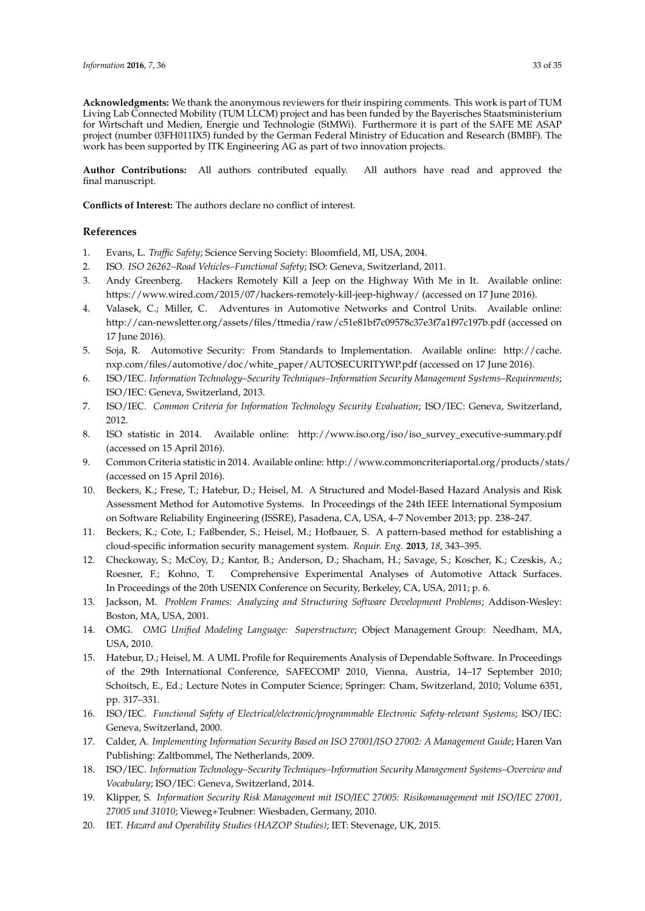**Acknowledgments:** We thank the anonymous reviewers for their inspiring comments. This work is part of TUM Living Lab Connected Mobility (TUM LLCM) project and has been funded by the Bayerisches Staatsministerium for Wirtschaft und Medien, Energie und Technologie (StMWi). Furthermore it is part of the SAFE ME ASAP project (number 03FH011IX5) funded by the German Federal Ministry of Education and Research (BMBF). The work has been supported by ITK Engineering AG as part of two innovation projects.

**Author Contributions:** All authors contributed equally. All authors have read and approved the final manuscript.

**Conflicts of Interest:** The authors declare no conflict of interest.

## References

1. Evans, L. *Traffic Safety*; Science Serving Society: Bloomfield, MI, USA, 2004.
2. ISO. *ISO 26262–Road Vehicles–Functional Safety*; ISO: Geneva, Switzerland, 2011.
3. Andy Greenberg. Hackers Remotely Kill a Jeep on the Highway With Me in It. Available online: https://www.wired.com/2015/07/hackers-remotely-kill-jeep-highway/ (accessed on 17 June 2016).
4. Valasek, C.; Miller, C. Adventures in Automotive Networks and Control Units. Available online: http://can-newsletter.org/assets/files/ttmedia/raw/c51e81bf7c09578c37e3f7a1f97c197b.pdf (accessed on 17 June 2016).
5. Soja, R. Automotive Security: From Standards to Implementation. Available online: http://cache.nxp.com/files/automotive/doc/white_paper/AUTOSECURITYWP.pdf (accessed on 17 June 2016).
6. ISO/IEC. *Information Technology–Security Techniques–Information Security Management Systems–Requirements*; ISO/IEC: Geneva, Switzerland, 2013.
7. ISO/IEC. *Common Criteria for Information Technology Security Evaluation*; ISO/IEC: Geneva, Switzerland, 2012.
8. ISO statistic in 2014. Available online: http://www.iso.org/iso/iso_survey_executive-summary.pdf (accessed on 15 April 2016).
9. Common Criteria statistic in 2014. Available online: http://www.commoncriteriaportal.org/products/stats/ (accessed on 15 April 2016).
10. Beckers, K.; Frese, T.; Hatebur, D.; Heisel, M. A Structured and Model-Based Hazard Analysis and Risk Assessment Method for Automotive Systems. In Proceedings of the 24th IEEE International Symposium on Software Reliability Engineering (ISSRE), Pasadena, CA, USA, 4–7 November 2013; pp. 238–247.
11. Beckers, K.; Cote, I.; Faßbender, S.; Heisel, M.; Hofbauer, S. A pattern-based method for establishing a cloud-specific information security management system. *Requir. Eng.* **2013**, *18*, 343–395.
12. Checkoway, S.; McCoy, D.; Kantor, B.; Anderson, D.; Shacham, H.; Savage, S.; Koscher, K.; Czeskis, A.; Roesner, F.; Kohno, T. Comprehensive Experimental Analyses of Automotive Attack Surfaces. In Proceedings of the 20th USENIX Conference on Security, Berkeley, CA, USA, 2011; p. 6.
13. Jackson, M. *Problem Frames: Analyzing and Structuring Software Development Problems*; Addison-Wesley: Boston, MA, USA, 2001.
14. OMG. *OMG Unified Modeling Language: Superstructure*; Object Management Group: Needham, MA, USA, 2010.
15. Hatebur, D.; Heisel, M. A UML Profile for Requirements Analysis of Dependable Software. In Proceedings of the 29th International Conference, SAFECOMP 2010, Vienna, Austria, 14–17 September 2010; Schoitsch, E., Ed.; Lecture Notes in Computer Science; Springer: Cham, Switzerland, 2010; Volume 6351, pp. 317–331.
16. ISO/IEC. *Functional Safety of Electrical/electronic/programmable Electronic Safety-relevant Systems*; ISO/IEC: Geneva, Switzerland, 2000.
17. Calder, A. *Implementing Information Security Based on ISO 27001/ISO 27002: A Management Guide*; Haren Van Publishing: Zaltbommel, The Netherlands, 2009.
18. ISO/IEC. *Information Technology–Security Techniques–Information Security Management Systems–Overview and Vocabulary*; ISO/IEC: Geneva, Switzerland, 2014.
19. Klipper, S. *Information Security Risk Management mit ISO/IEC 27005: Risikomanagement mit ISO/IEC 27001, 27005 und 31010*; Vieweg+Teubner: Wiesbaden, Germany, 2010.
20. IET. *Hazard and Operability Studies (HAZOP Studies)*; IET: Stevenage, UK, 2015.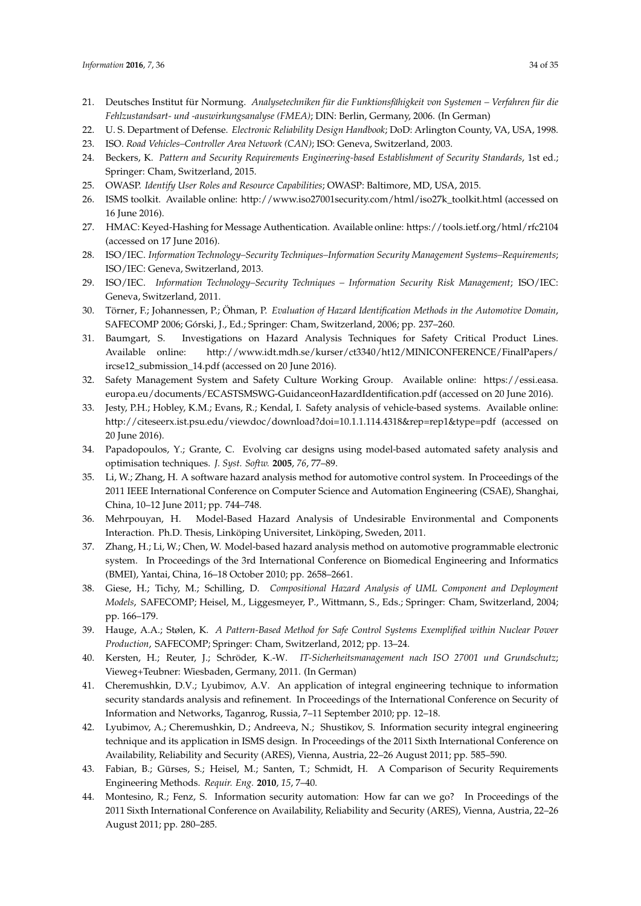21. Deutsches Institut für Normung. *Analysetechniken für die Funktionsfähigkeit von Systemen – Verfahren für die Fehlzustandsart- und -auswirkungsanalyse (FMEA)*; DIN: Berlin, Germany, 2006. (In German)
22. U. S. Department of Defense. *Electronic Reliability Design Handbook*; DoD: Arlington County, VA, USA, 1998.
23. ISO. *Road Vehicles–Controller Area Network (CAN)*; ISO: Geneva, Switzerland, 2003.
24. Beckers, K. *Pattern and Security Requirements Engineering-based Establishment of Security Standards*, 1st ed.; Springer: Cham, Switzerland, 2015.
25. OWASP. *Identify User Roles and Resource Capabilities*; OWASP: Baltimore, MD, USA, 2015.
26. ISMS toolkit. Available online: http://www.iso27001security.com/html/iso27k_toolkit.html (accessed on 16 June 2016).
27. HMAC: Keyed-Hashing for Message Authentication. Available online: https://tools.ietf.org/html/rfc2104 (accessed on 17 June 2016).
28. ISO/IEC. *Information Technology–Security Techniques–Information Security Management Systems–Requirements*; ISO/IEC: Geneva, Switzerland, 2013.
29. ISO/IEC. *Information Technology–Security Techniques – Information Security Risk Management*; ISO/IEC: Geneva, Switzerland, 2011.
30. Törner, F.; Johannessen, P.; Öhman, P. *Evaluation of Hazard Identification Methods in the Automotive Domain*, SAFECOMP 2006; Górski, J., Ed.; Springer: Cham, Switzerland, 2006; pp. 237–260.
31. Baumgart, S. Investigations on Hazard Analysis Techniques for Safety Critical Product Lines. Available online: http://www.idt.mdh.se/kurser/ct3340/ht12/MINICONFERENCE/FinalPapers/ircse12_submission_14.pdf (accessed on 20 June 2016).
32. Safety Management System and Safety Culture Working Group. Available online: https://essi.easa.europa.eu/documents/ECASTSMSWG-GuidanceonHazardIdentification.pdf (accessed on 20 June 2016).
33. Jesty, P.H.; Hobley, K.M.; Evans, R.; Kendal, I. Safety analysis of vehicle-based systems. Available online: http://citeseerx.ist.psu.edu/viewdoc/download?doi=10.1.1.114.4318&rep=rep1&type=pdf (accessed on 20 June 2016).
34. Papadopoulos, Y.; Grante, C. Evolving car designs using model-based automated safety analysis and optimisation techniques. *J. Syst. Softw.* **2005**, *76*, 77–89.
35. Li, W.; Zhang, H. A software hazard analysis method for automotive control system. In Proceedings of the 2011 IEEE International Conference on Computer Science and Automation Engineering (CSAE), Shanghai, China, 10–12 June 2011; pp. 744–748.
36. Mehrpouyan, H. Model-Based Hazard Analysis of Undesirable Environmental and Components Interaction. Ph.D. Thesis, Linköping Universitet, Linköping, Sweden, 2011.
37. Zhang, H.; Li, W.; Chen, W. Model-based hazard analysis method on automotive programmable electronic system. In Proceedings of the 3rd International Conference on Biomedical Engineering and Informatics (BMEI), Yantai, China, 16–18 October 2010; pp. 2658–2661.
38. Giese, H.; Tichy, M.; Schilling, D. *Compositional Hazard Analysis of UML Component and Deployment Models*, SAFECOMP; Heisel, M., Liggesmeyer, P., Wittmann, S., Eds.; Springer: Cham, Switzerland, 2004; pp. 166–179.
39. Hauge, A.A.; Stølen, K. *A Pattern-Based Method for Safe Control Systems Exemplified within Nuclear Power Production*, SAFECOMP; Springer: Cham, Switzerland, 2012; pp. 13–24.
40. Kersten, H.; Reuter, J.; Schröder, K.-W. *IT-Sicherheitsmanagement nach ISO 27001 und Grundschutz*; Vieweg+Teubner: Wiesbaden, Germany, 2011. (In German)
41. Cheremushkin, D.V.; Lyubimov, A.V. An application of integral engineering technique to information security standards analysis and refinement. In Proceedings of the International Conference on Security of Information and Networks, Taganrog, Russia, 7–11 September 2010; pp. 12–18.
42. Lyubimov, A.; Cheremushkin, D.; Andreeva, N.; Shustikov, S. Information security integral engineering technique and its application in ISMS design. In Proceedings of the 2011 Sixth International Conference on Availability, Reliability and Security (ARES), Vienna, Austria, 22–26 August 2011; pp. 585–590.
43. Fabian, B.; Gürses, S.; Heisel, M.; Santen, T.; Schmidt, H. A Comparison of Security Requirements Engineering Methods. *Requir. Eng.* **2010**, *15*, 7–40.
44. Montesino, R.; Fenz, S. Information security automation: How far can we go? In Proceedings of the 2011 Sixth International Conference on Availability, Reliability and Security (ARES), Vienna, Austria, 22–26 August 2011; pp. 280–285.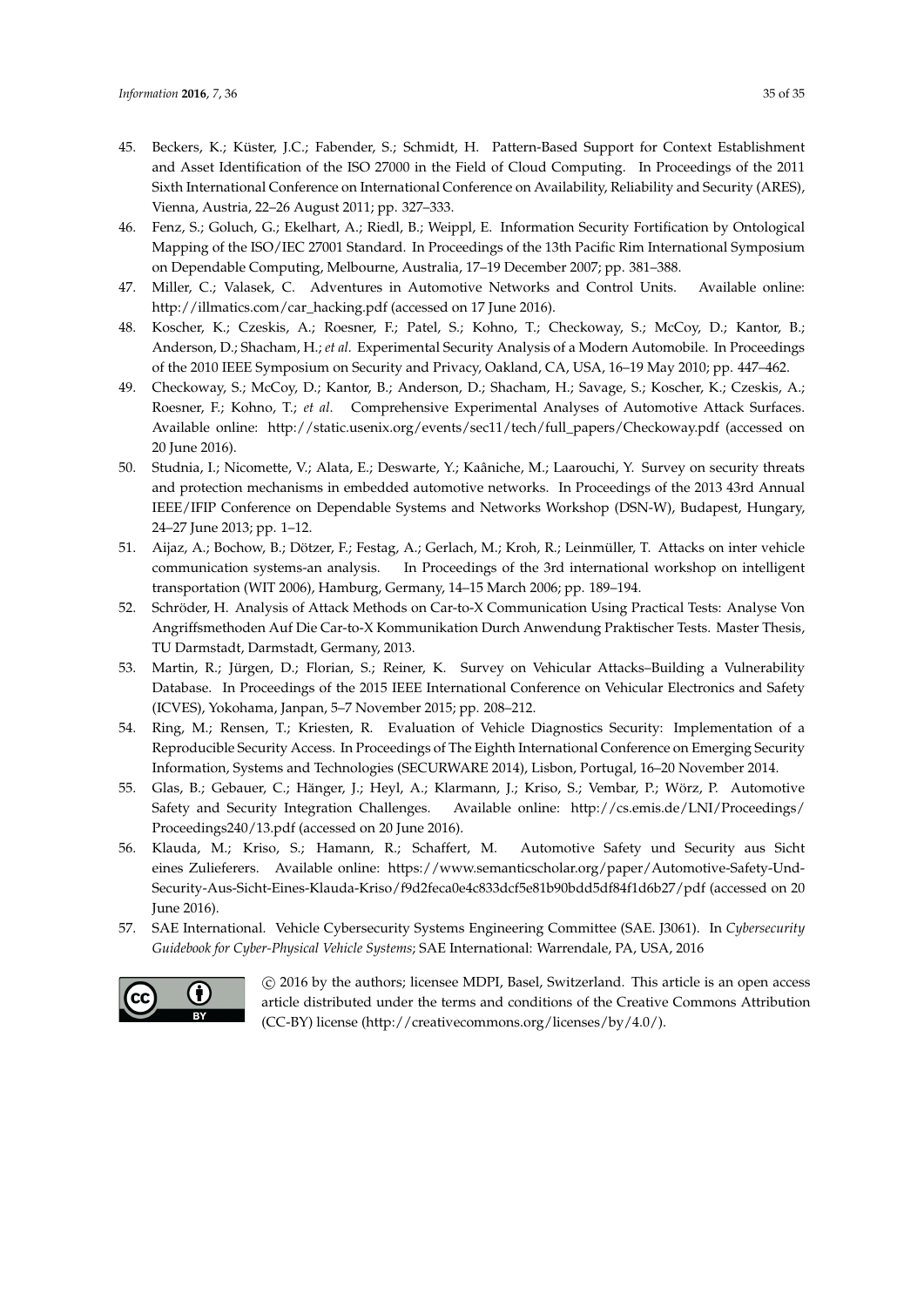45. Beckers, K.; Küster, J.C.; Fabender, S.; Schmidt, H. Pattern-Based Support for Context Establishment and Asset Identification of the ISO 27000 in the Field of Cloud Computing. In Proceedings of the 2011 Sixth International Conference on International Conference on Availability, Reliability and Security (ARES), Vienna, Austria, 22–26 August 2011; pp. 327–333.
46. Fenz, S.; Goluch, G.; Ekelhart, A.; Riedl, B.; Weippl, E. Information Security Fortification by Ontological Mapping of the ISO/IEC 27001 Standard. In Proceedings of the 13th Pacific Rim International Symposium on Dependable Computing, Melbourne, Australia, 17–19 December 2007; pp. 381–388.
47. Miller, C.; Valasek, C. Adventures in Automotive Networks and Control Units. Available online: http://illmatics.com/car_hacking.pdf (accessed on 17 June 2016).
48. Koscher, K.; Czeskis, A.; Roesner, F.; Patel, S.; Kohno, T.; Checkoway, S.; McCoy, D.; Kantor, B.; Anderson, D.; Shacham, H.; *et al*. Experimental Security Analysis of a Modern Automobile. In Proceedings of the 2010 IEEE Symposium on Security and Privacy, Oakland, CA, USA, 16–19 May 2010; pp. 447–462.
49. Checkoway, S.; McCoy, D.; Kantor, B.; Anderson, D.; Shacham, H.; Savage, S.; Koscher, K.; Czeskis, A.; Roesner, F.; Kohno, T.; *et al*. Comprehensive Experimental Analyses of Automotive Attack Surfaces. Available online: http://static.usenix.org/events/sec11/tech/full_papers/Checkoway.pdf (accessed on 20 June 2016).
50. Studnia, I.; Nicomette, V.; Alata, E.; Deswarte, Y.; Kaâniche, M.; Laarouchi, Y. Survey on security threats and protection mechanisms in embedded automotive networks. In Proceedings of the 2013 43rd Annual IEEE/IFIP Conference on Dependable Systems and Networks Workshop (DSN-W), Budapest, Hungary, 24–27 June 2013; pp. 1–12.
51. Aijaz, A.; Bochow, B.; Dötzer, F.; Festag, A.; Gerlach, M.; Kroh, R.; Leinmüller, T. Attacks on inter vehicle communication systems-an analysis. In Proceedings of the 3rd international workshop on intelligent transportation (WIT 2006), Hamburg, Germany, 14–15 March 2006; pp. 189–194.
52. Schröder, H. Analysis of Attack Methods on Car-to-X Communication Using Practical Tests: Analyse Von Angriffsmethoden Auf Die Car-to-X Kommunikation Durch Anwendung Praktischer Tests. Master Thesis, TU Darmstadt, Darmstadt, Germany, 2013.
53. Martin, R.; Jürgen, D.; Florian, S.; Reiner, K. Survey on Vehicular Attacks–Building a Vulnerability Database. In Proceedings of the 2015 IEEE International Conference on Vehicular Electronics and Safety (ICVES), Yokohama, Janpan, 5–7 November 2015; pp. 208–212.
54. Ring, M.; Rensen, T.; Kriesten, R. Evaluation of Vehicle Diagnostics Security: Implementation of a Reproducible Security Access. In Proceedings of The Eighth International Conference on Emerging Security Information, Systems and Technologies (SECURWARE 2014), Lisbon, Portugal, 16–20 November 2014.
55. Glas, B.; Gebauer, C.; Hänger, J.; Heyl, A.; Klarmann, J.; Kriso, S.; Vembar, P.; Wörz, P. Automotive Safety and Security Integration Challenges. Available online: http://cs.emis.de/LNI/Proceedings/Proceedings240/13.pdf (accessed on 20 June 2016).
56. Klauda, M.; Kriso, S.; Hamann, R.; Schaffert, M. Automotive Safety und Security aus Sicht eines Zulieferers. Available online: https://www.semanticscholar.org/paper/Automotive-Safety-Und-Security-Aus-Sicht-Eines-Klauda-Kriso/f9d2feca0e4c833dcf5e81b90bdd5df84f1d6b27/pdf (accessed on 20 June 2016).
57. SAE International. Vehicle Cybersecurity Systems Engineering Committee (SAE. J3061). In *Cybersecurity Guidebook for Cyber-Physical Vehicle Systems*; SAE International: Warrendale, PA, USA, 2016

© 2016 by the authors; licensee MDPI, Basel, Switzerland. This article is an open access article distributed under the terms and conditions of the Creative Commons Attribution (CC-BY) license (http://creativecommons.org/licenses/by/4.0/).